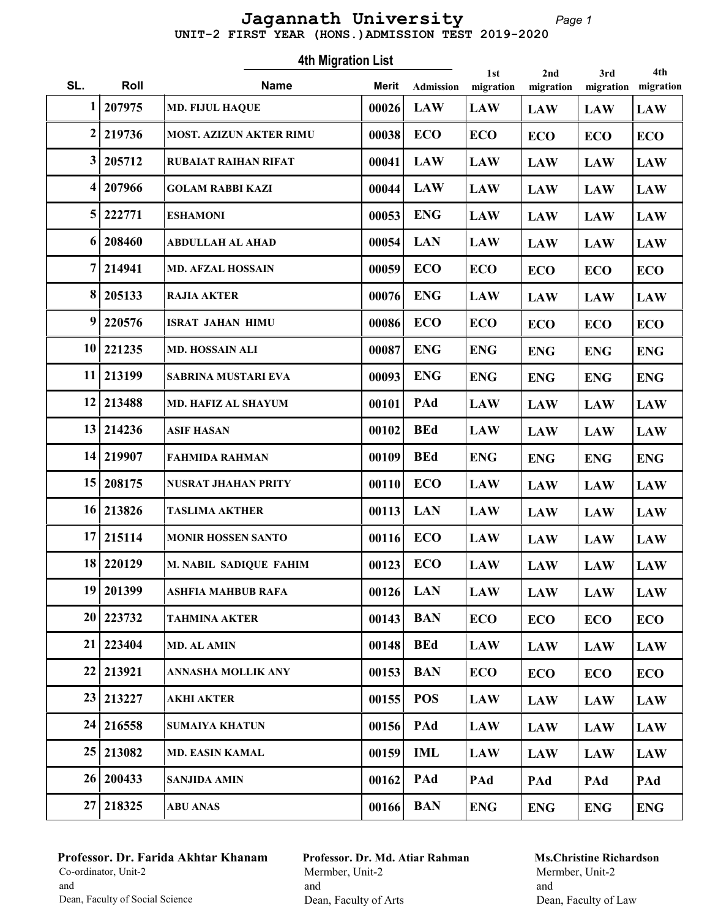# Jagannath University

## UNIT-2 FIRST YEAR (HONS.)ADMISSION TEST 2019-2020

### 4th Migration List

| SL. | Roll | Name | Merit | Admission | 1st migration | 2nd migration | 3rd migration | 4th migration |
|---|---|---|---|---|---|---|---|---|
| 1 | 207975 | MD. FIJUL HAQUE | 00026 | LAW | LAW | LAW | LAW | LAW |
| 2 | 219736 | MOST. AZIZUN AKTER RIMU | 00038 | ECO | ECO | ECO | ECO | ECO |
| 3 | 205712 | RUBAIAT RAIHAN RIFAT | 00041 | LAW | LAW | LAW | LAW | LAW |
| 4 | 207966 | GOLAM RABBI KAZI | 00044 | LAW | LAW | LAW | LAW | LAW |
| 5 | 222771 | ESHAMONI | 00053 | ENG | LAW | LAW | LAW | LAW |
| 6 | 208460 | ABDULLAH AL AHAD | 00054 | LAN | LAW | LAW | LAW | LAW |
| 7 | 214941 | MD. AFZAL HOSSAIN | 00059 | ECO | ECO | ECO | ECO | ECO |
| 8 | 205133 | RAJIA AKTER | 00076 | ENG | LAW | LAW | LAW | LAW |
| 9 | 220576 | ISRAT JAHAN HIMU | 00086 | ECO | ECO | ECO | ECO | ECO |
| 10 | 221235 | MD. HOSSAIN ALI | 00087 | ENG | ENG | ENG | ENG | ENG |
| 11 | 213199 | SABRINA MUSTARI EVA | 00093 | ENG | ENG | ENG | ENG | ENG |
| 12 | 213488 | MD. HAFIZ AL SHAYUM | 00101 | PAd | LAW | LAW | LAW | LAW |
| 13 | 214236 | ASIF HASAN | 00102 | BEd | LAW | LAW | LAW | LAW |
| 14 | 219907 | FAHMIDA RAHMAN | 00109 | BEd | ENG | ENG | ENG | ENG |
| 15 | 208175 | NUSRAT JHAHAN PRITY | 00110 | ECO | LAW | LAW | LAW | LAW |
| 16 | 213826 | TASLIMA AKTHER | 00113 | LAN | LAW | LAW | LAW | LAW |
| 17 | 215114 | MONIR HOSSEN SANTO | 00116 | ECO | LAW | LAW | LAW | LAW |
| 18 | 220129 | M. NABIL SADIQUE FAHIM | 00123 | ECO | LAW | LAW | LAW | LAW |
| 19 | 201399 | ASHFIA MAHBUB RAFA | 00126 | LAN | LAW | LAW | LAW | LAW |
| 20 | 223732 | TAHMINA AKTER | 00143 | BAN | ECO | ECO | ECO | ECO |
| 21 | 223404 | MD. AL AMIN | 00148 | BEd | LAW | LAW | LAW | LAW |
| 22 | 213921 | ANNASHA MOLLIK ANY | 00153 | BAN | ECO | ECO | ECO | ECO |
| 23 | 213227 | AKHI AKTER | 00155 | POS | LAW | LAW | LAW | LAW |
| 24 | 216558 | SUMAIYA KHATUN | 00156 | PAd | LAW | LAW | LAW | LAW |
| 25 | 213082 | MD. EASIN KAMAL | 00159 | IML | LAW | LAW | LAW | LAW |
| 26 | 200433 | SANJIDA AMIN | 00162 | PAd | PAd | PAd | PAd | PAd |
| 27 | 218325 | ABU ANAS | 00166 | BAN | ENG | ENG | ENG | ENG |

**Professor. Dr. Farida Akhtar Khanam**
Co-ordinator, Unit-2
and
Dean, Faculty of Social Science

**Professor. Dr. Md. Atiar Rahman**
Mermber, Unit-2
and
Dean, Faculty of Arts

**Ms.Christine Richardson**
Mermber, Unit-2
and
Dean, Faculty of Law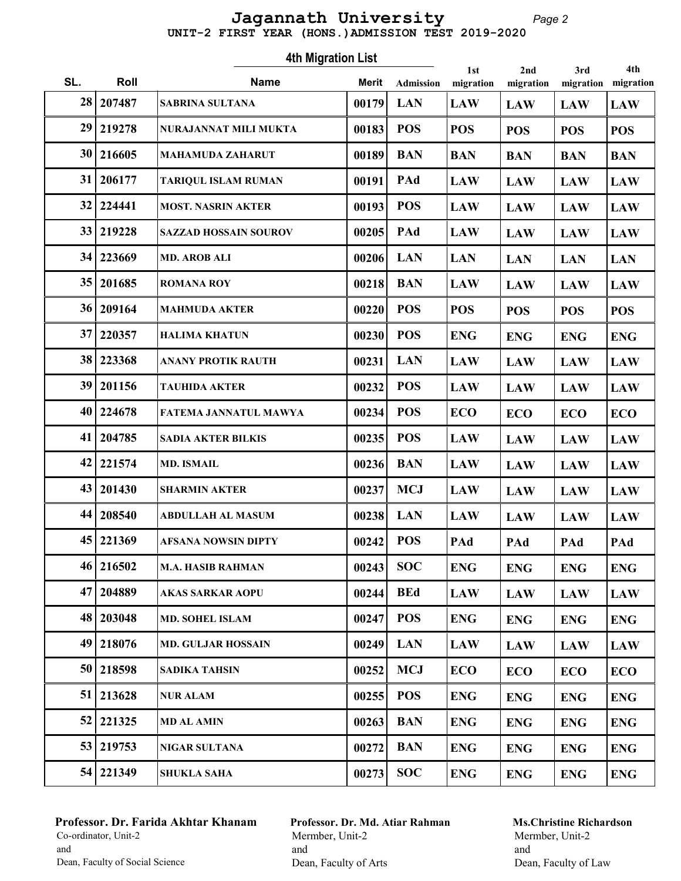# Jagannath University

UNIT-2 FIRST YEAR (HONS.)ADMISSION TEST 2019-2020

## 4th Migration List

| SL. | Roll | Name | Merit | Admission | 1st migration | 2nd migration | 3rd migration | 4th migration |
|---|---|---|---|---|---|---|---|---|
| 28 | 207487 | SABRINA SULTANA | 00179 | LAN | LAW | LAW | LAW | LAW |
| 29 | 219278 | NURAJANNAT MILI MUKTA | 00183 | POS | POS | POS | POS | POS |
| 30 | 216605 | MAHAMUDA ZAHARUT | 00189 | BAN | BAN | BAN | BAN | BAN |
| 31 | 206177 | TARIQUL ISLAM RUMAN | 00191 | PAd | LAW | LAW | LAW | LAW |
| 32 | 224441 | MOST. NASRIN AKTER | 00193 | POS | LAW | LAW | LAW | LAW |
| 33 | 219228 | SAZZAD HOSSAIN SOUROV | 00205 | PAd | LAW | LAW | LAW | LAW |
| 34 | 223669 | MD. AROB ALI | 00206 | LAN | LAN | LAN | LAN | LAN |
| 35 | 201685 | ROMANA ROY | 00218 | BAN | LAW | LAW | LAW | LAW |
| 36 | 209164 | MAHMUDA AKTER | 00220 | POS | POS | POS | POS | POS |
| 37 | 220357 | HALIMA KHATUN | 00230 | POS | ENG | ENG | ENG | ENG |
| 38 | 223368 | ANANY PROTIK RAUTH | 00231 | LAN | LAW | LAW | LAW | LAW |
| 39 | 201156 | TAUHIDA AKTER | 00232 | POS | LAW | LAW | LAW | LAW |
| 40 | 224678 | FATEMA JANNATUL MAWYA | 00234 | POS | ECO | ECO | ECO | ECO |
| 41 | 204785 | SADIA AKTER BILKIS | 00235 | POS | LAW | LAW | LAW | LAW |
| 42 | 221574 | MD. ISMAIL | 00236 | BAN | LAW | LAW | LAW | LAW |
| 43 | 201430 | SHARMIN AKTER | 00237 | MCJ | LAW | LAW | LAW | LAW |
| 44 | 208540 | ABDULLAH AL MASUM | 00238 | LAN | LAW | LAW | LAW | LAW |
| 45 | 221369 | AFSANA NOWSIN DIPTY | 00242 | POS | PAd | PAd | PAd | PAd |
| 46 | 216502 | M.A. HASIB RAHMAN | 00243 | SOC | ENG | ENG | ENG | ENG |
| 47 | 204889 | AKAS SARKAR AOPU | 00244 | BEd | LAW | LAW | LAW | LAW |
| 48 | 203048 | MD. SOHEL ISLAM | 00247 | POS | ENG | ENG | ENG | ENG |
| 49 | 218076 | MD. GULJAR HOSSAIN | 00249 | LAN | LAW | LAW | LAW | LAW |
| 50 | 218598 | SADIKA TAHSIN | 00252 | MCJ | ECO | ECO | ECO | ECO |
| 51 | 213628 | NUR ALAM | 00255 | POS | ENG | ENG | ENG | ENG |
| 52 | 221325 | MD AL AMIN | 00263 | BAN | ENG | ENG | ENG | ENG |
| 53 | 219753 | NIGAR SULTANA | 00272 | BAN | ENG | ENG | ENG | ENG |
| 54 | 221349 | SHUKLA SAHA | 00273 | SOC | ENG | ENG | ENG | ENG |

**Professor. Dr. Farida Akhtar Khanam**
Co-ordinator, Unit-2
and
Dean, Faculty of Social Science

**Professor. Dr. Md. Atiar Rahman**
Mermber, Unit-2
and
Dean, Faculty of Arts

**Ms.Christine Richardson**
Mermber, Unit-2
and
Dean, Faculty of Law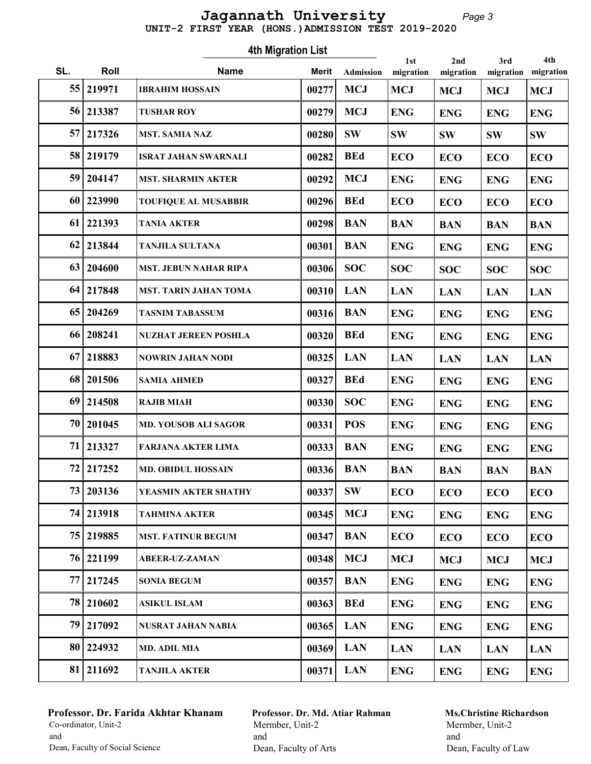# Jagannath University

**UNIT-2 FIRST YEAR (HONS.)ADMISSION TEST 2019-2020**

## 4th Migration List

| SL. | Roll | Name | Merit | Admission | 1st migration | 2nd migration | 3rd migration | 4th migration |
|---|---|---|---|---|---|---|---|---|
| 55 | 219971 | IBRAHIM HOSSAIN | 00277 | MCJ | MCJ | MCJ | MCJ | MCJ |
| 56 | 213387 | TUSHAR ROY | 00279 | MCJ | ENG | ENG | ENG | ENG |
| 57 | 217326 | MST. SAMIA NAZ | 00280 | SW | SW | SW | SW | SW |
| 58 | 219179 | ISRAT JAHAN SWARNALI | 00282 | BEd | ECO | ECO | ECO | ECO |
| 59 | 204147 | MST. SHARMIN AKTER | 00292 | MCJ | ENG | ENG | ENG | ENG |
| 60 | 223990 | TOUFIQUE AL MUSABBIR | 00296 | BEd | ECO | ECO | ECO | ECO |
| 61 | 221393 | TANIA AKTER | 00298 | BAN | BAN | BAN | BAN | BAN |
| 62 | 213844 | TANJILA SULTANA | 00301 | BAN | ENG | ENG | ENG | ENG |
| 63 | 204600 | MST. JEBUN NAHAR RIPA | 00306 | SOC | SOC | SOC | SOC | SOC |
| 64 | 217848 | MST. TARIN JAHAN TOMA | 00310 | LAN | LAN | LAN | LAN | LAN |
| 65 | 204269 | TASNIM TABASSUM | 00316 | BAN | ENG | ENG | ENG | ENG |
| 66 | 208241 | NUZHAT JEREEN POSHLA | 00320 | BEd | ENG | ENG | ENG | ENG |
| 67 | 218883 | NOWRIN JAHAN NODI | 00325 | LAN | LAN | LAN | LAN | LAN |
| 68 | 201506 | SAMIA AHMED | 00327 | BEd | ENG | ENG | ENG | ENG |
| 69 | 214508 | RAJIB MIAH | 00330 | SOC | ENG | ENG | ENG | ENG |
| 70 | 201045 | MD. YOUSOB ALI SAGOR | 00331 | POS | ENG | ENG | ENG | ENG |
| 71 | 213327 | FARJANA AKTER LIMA | 00333 | BAN | ENG | ENG | ENG | ENG |
| 72 | 217252 | MD. OBIDUL HOSSAIN | 00336 | BAN | BAN | BAN | BAN | BAN |
| 73 | 203136 | YEASMIN AKTER SHATHY | 00337 | SW | ECO | ECO | ECO | ECO |
| 74 | 213918 | TAHMINA AKTER | 00345 | MCJ | ENG | ENG | ENG | ENG |
| 75 | 219885 | MST. FATINUR BEGUM | 00347 | BAN | ECO | ECO | ECO | ECO |
| 76 | 221199 | ABEER-UZ-ZAMAN | 00348 | MCJ | MCJ | MCJ | MCJ | MCJ |
| 77 | 217245 | SONIA BEGUM | 00357 | BAN | ENG | ENG | ENG | ENG |
| 78 | 210602 | ASIKUL ISLAM | 00363 | BEd | ENG | ENG | ENG | ENG |
| 79 | 217092 | NUSRAT JAHAN NABIA | 00365 | LAN | ENG | ENG | ENG | ENG |
| 80 | 224932 | MD. ADIL MIA | 00369 | LAN | LAN | LAN | LAN | LAN |
| 81 | 211692 | TANJILA AKTER | 00371 | LAN | ENG | ENG | ENG | ENG |

**Professor. Dr. Farida Akhtar Khanam**
Co-ordinator, Unit-2
and
Dean, Faculty of Social Science

**Professor. Dr. Md. Atiar Rahman**
Mermber, Unit-2
and
Dean, Faculty of Arts

**Ms.Christine Richardson**
Mermber, Unit-2
and
Dean, Faculty of Law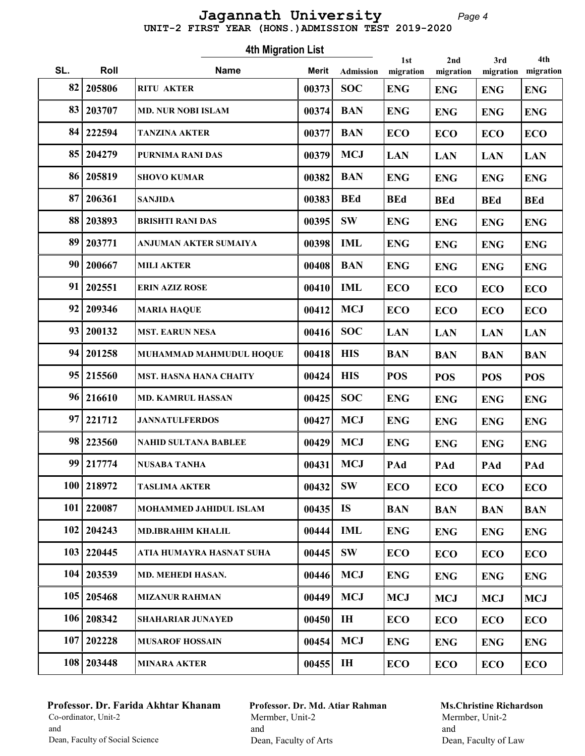# Jagannath University

## UNIT-2 FIRST YEAR (HONS.)ADMISSION TEST 2019-2020

### 4th Migration List

| SL. | Roll | Name | Merit | Admission | 1st migration | 2nd migration | 3rd migration | 4th migration |
|---|---|---|---|---|---|---|---|---|
| 82 | 205806 | RITU AKTER | 00373 | SOC | ENG | ENG | ENG | ENG |
| 83 | 203707 | MD. NUR NOBI ISLAM | 00374 | BAN | ENG | ENG | ENG | ENG |
| 84 | 222594 | TANZINA AKTER | 00377 | BAN | ECO | ECO | ECO | ECO |
| 85 | 204279 | PURNIMA RANI DAS | 00379 | MCJ | LAN | LAN | LAN | LAN |
| 86 | 205819 | SHOVO KUMAR | 00382 | BAN | ENG | ENG | ENG | ENG |
| 87 | 206361 | SANJIDA | 00383 | BEd | BEd | BEd | BEd | BEd |
| 88 | 203893 | BRISHTI RANI DAS | 00395 | SW | ENG | ENG | ENG | ENG |
| 89 | 203771 | ANJUMAN AKTER SUMAIYA | 00398 | IML | ENG | ENG | ENG | ENG |
| 90 | 200667 | MILI AKTER | 00408 | BAN | ENG | ENG | ENG | ENG |
| 91 | 202551 | ERIN AZIZ ROSE | 00410 | IML | ECO | ECO | ECO | ECO |
| 92 | 209346 | MARIA HAQUE | 00412 | MCJ | ECO | ECO | ECO | ECO |
| 93 | 200132 | MST. EARUN NESA | 00416 | SOC | LAN | LAN | LAN | LAN |
| 94 | 201258 | MUHAMMAD MAHMUDUL HOQUE | 00418 | HIS | BAN | BAN | BAN | BAN |
| 95 | 215560 | MST. HASNA HANA CHAITY | 00424 | HIS | POS | POS | POS | POS |
| 96 | 216610 | MD. KAMRUL HASSAN | 00425 | SOC | ENG | ENG | ENG | ENG |
| 97 | 221712 | JANNATULFERDOS | 00427 | MCJ | ENG | ENG | ENG | ENG |
| 98 | 223560 | NAHID SULTANA BABLEE | 00429 | MCJ | ENG | ENG | ENG | ENG |
| 99 | 217774 | NUSABA TANHA | 00431 | MCJ | PAd | PAd | PAd | PAd |
| 100 | 218972 | TASLIMA AKTER | 00432 | SW | ECO | ECO | ECO | ECO |
| 101 | 220087 | MOHAMMED JAHIDUL ISLAM | 00435 | IS | BAN | BAN | BAN | BAN |
| 102 | 204243 | MD.IBRAHIM KHALIL | 00444 | IML | ENG | ENG | ENG | ENG |
| 103 | 220445 | ATIA HUMAYRA HASNAT SUHA | 00445 | SW | ECO | ECO | ECO | ECO |
| 104 | 203539 | MD. MEHEDI HASAN. | 00446 | MCJ | ENG | ENG | ENG | ENG |
| 105 | 205468 | MIZANUR RAHMAN | 00449 | MCJ | MCJ | MCJ | MCJ | MCJ |
| 106 | 208342 | SHAHARIAR JUNAYED | 00450 | IH | ECO | ECO | ECO | ECO |
| 107 | 202228 | MUSAROF HOSSAIN | 00454 | MCJ | ENG | ENG | ENG | ENG |
| 108 | 203448 | MINARA AKTER | 00455 | IH | ECO | ECO | ECO | ECO |

**Professor. Dr. Farida Akhtar Khanam**
Co-ordinator, Unit-2
and
Dean, Faculty of Social Science

**Professor. Dr. Md. Atiar Rahman**
Mermber, Unit-2
and
Dean, Faculty of Arts

**Ms.Christine Richardson**
Mermber, Unit-2
and
Dean, Faculty of Law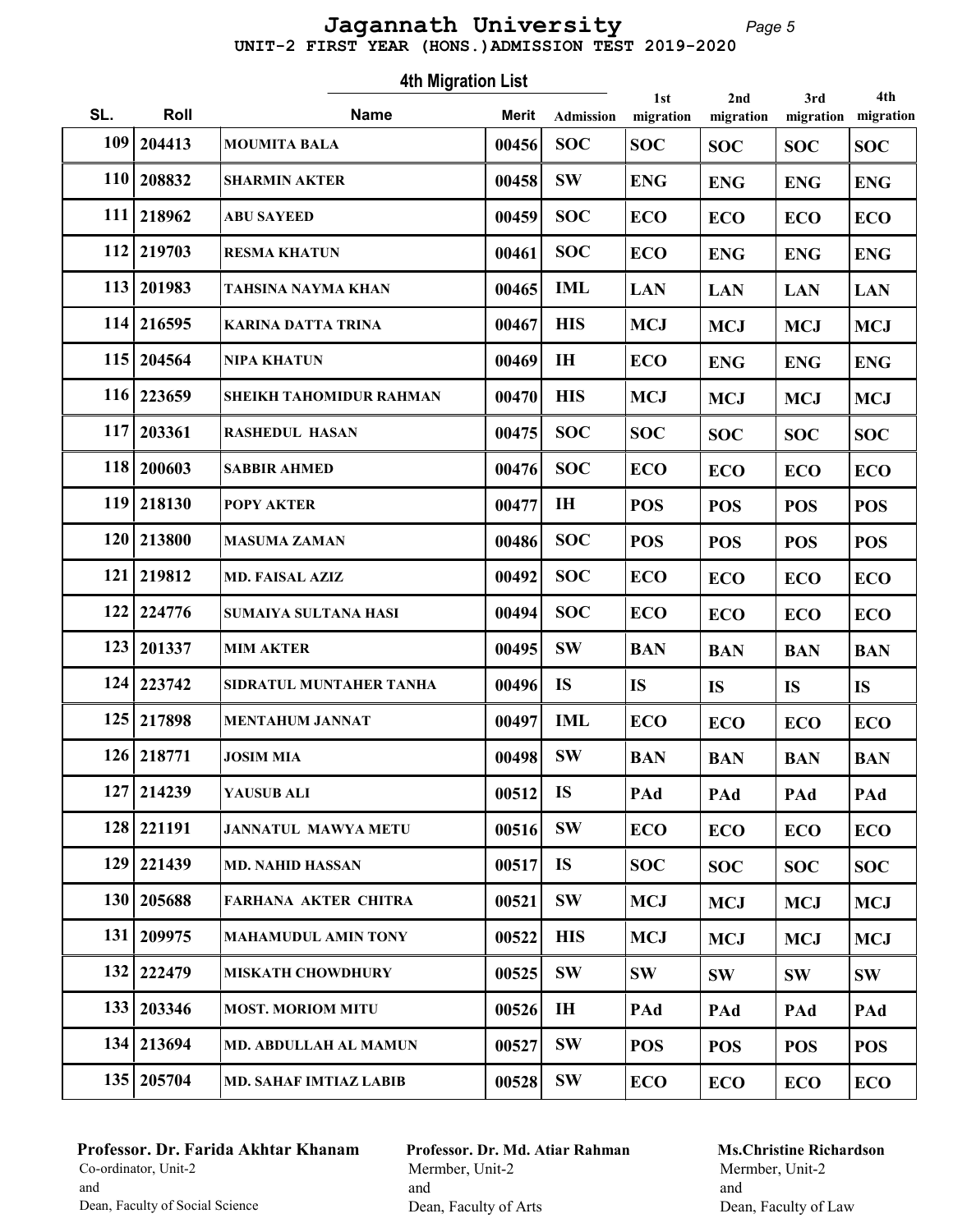# Jagannath University

**UNIT-2 FIRST YEAR (HONS.)ADMISSION TEST 2019-2020**

## 4th Migration List

| SL. | Roll | Name | Merit | Admission | 1st migration | 2nd migration | 3rd migration | 4th migration |
|---|---|---|---|---|---|---|---|---|
| 109 | 204413 | MOUMITA BALA | 00456 | SOC | SOC | SOC | SOC | SOC |
| 110 | 208832 | SHARMIN AKTER | 00458 | SW | ENG | ENG | ENG | ENG |
| 111 | 218962 | ABU SAYEED | 00459 | SOC | ECO | ECO | ECO | ECO |
| 112 | 219703 | RESMA KHATUN | 00461 | SOC | ECO | ENG | ENG | ENG |
| 113 | 201983 | TAHSINA NAYMA KHAN | 00465 | IML | LAN | LAN | LAN | LAN |
| 114 | 216595 | KARINA DATTA TRINA | 00467 | HIS | MCJ | MCJ | MCJ | MCJ |
| 115 | 204564 | NIPA KHATUN | 00469 | IH | ECO | ENG | ENG | ENG |
| 116 | 223659 | SHEIKH TAHOMIDUR RAHMAN | 00470 | HIS | MCJ | MCJ | MCJ | MCJ |
| 117 | 203361 | RASHEDUL HASAN | 00475 | SOC | SOC | SOC | SOC | SOC |
| 118 | 200603 | SABBIR AHMED | 00476 | SOC | ECO | ECO | ECO | ECO |
| 119 | 218130 | POPY AKTER | 00477 | IH | POS | POS | POS | POS |
| 120 | 213800 | MASUMA ZAMAN | 00486 | SOC | POS | POS | POS | POS |
| 121 | 219812 | MD. FAISAL AZIZ | 00492 | SOC | ECO | ECO | ECO | ECO |
| 122 | 224776 | SUMAIYA SULTANA HASI | 00494 | SOC | ECO | ECO | ECO | ECO |
| 123 | 201337 | MIM AKTER | 00495 | SW | BAN | BAN | BAN | BAN |
| 124 | 223742 | SIDRATUL MUNTAHER TANHA | 00496 | IS | IS | IS | IS | IS |
| 125 | 217898 | MENTAHUM JANNAT | 00497 | IML | ECO | ECO | ECO | ECO |
| 126 | 218771 | JOSIM MIA | 00498 | SW | BAN | BAN | BAN | BAN |
| 127 | 214239 | YAUSUB ALI | 00512 | IS | PAd | PAd | PAd | PAd |
| 128 | 221191 | JANNATUL MAWYA METU | 00516 | SW | ECO | ECO | ECO | ECO |
| 129 | 221439 | MD. NAHID HASSAN | 00517 | IS | SOC | SOC | SOC | SOC |
| 130 | 205688 | FARHANA AKTER CHITRA | 00521 | SW | MCJ | MCJ | MCJ | MCJ |
| 131 | 209975 | MAHAMUDUL AMIN TONY | 00522 | HIS | MCJ | MCJ | MCJ | MCJ |
| 132 | 222479 | MISKATH CHOWDHURY | 00525 | SW | SW | SW | SW | SW |
| 133 | 203346 | MOST. MORIOM MITU | 00526 | IH | PAd | PAd | PAd | PAd |
| 134 | 213694 | MD. ABDULLAH AL MAMUN | 00527 | SW | POS | POS | POS | POS |
| 135 | 205704 | MD. SAHAF IMTIAZ LABIB | 00528 | SW | ECO | ECO | ECO | ECO |

**Professor. Dr. Farida Akhtar Khanam**
Co-ordinator, Unit-2
and
Dean, Faculty of Social Science

**Professor. Dr. Md. Atiar Rahman**
Mermber, Unit-2
and
Dean, Faculty of Arts

**Ms.Christine Richardson**
Mermber, Unit-2
and
Dean, Faculty of Law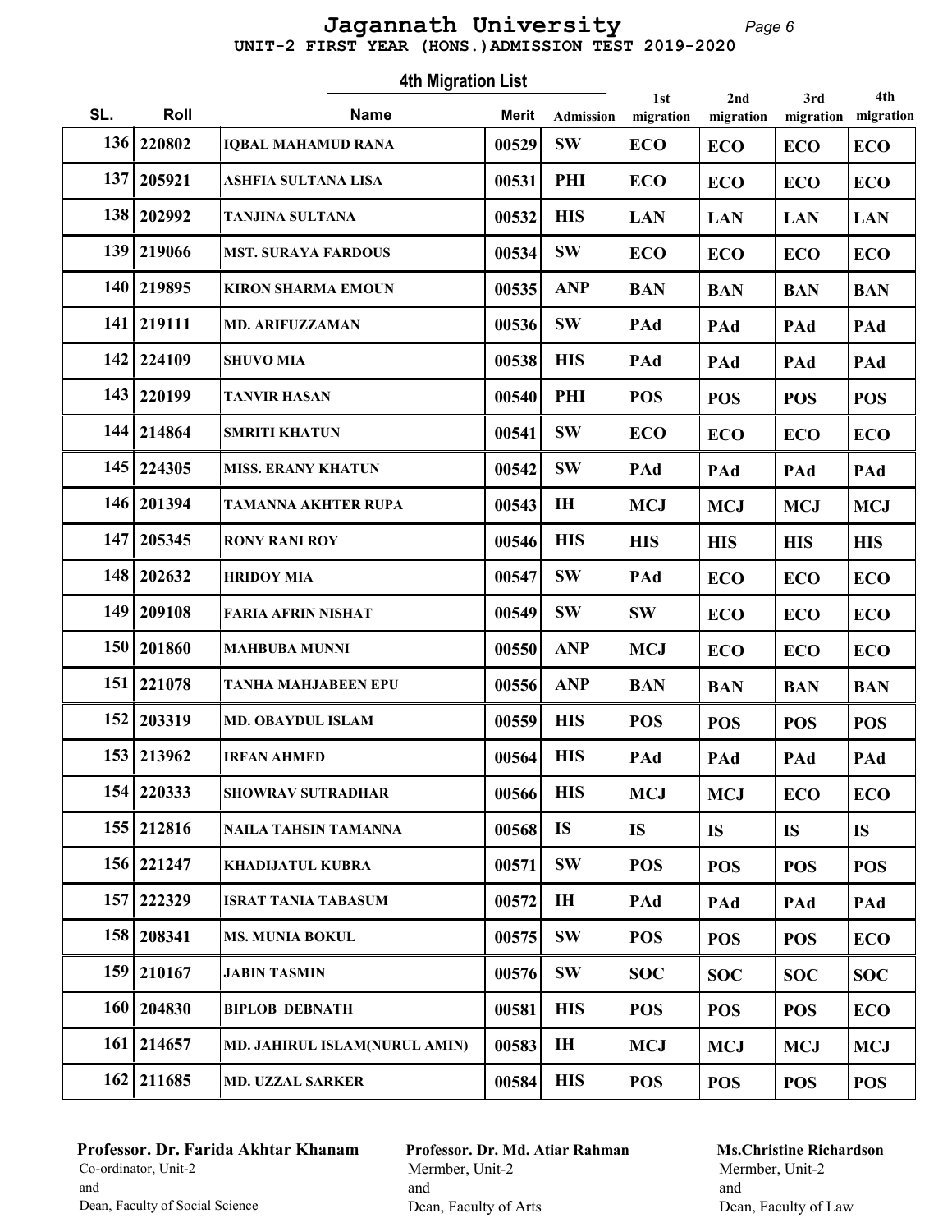# Jagannath University

**UNIT-2 FIRST YEAR (HONS.)ADMISSION TEST 2019-2020**

## 4th Migration List

| SL. | Roll | Name | Merit | Admission | 1st migration | 2nd migration | 3rd migration | 4th migration |
|---|---|---|---|---|---|---|---|---|
| 136 | 220802 | IQBAL MAHAMUD RANA | 00529 | SW | ECO | ECO | ECO | ECO |
| 137 | 205921 | ASHFIA SULTANA LISA | 00531 | PHI | ECO | ECO | ECO | ECO |
| 138 | 202992 | TANJINA SULTANA | 00532 | HIS | LAN | LAN | LAN | LAN |
| 139 | 219066 | MST. SURAYA FARDOUS | 00534 | SW | ECO | ECO | ECO | ECO |
| 140 | 219895 | KIRON SHARMA EMOUN | 00535 | ANP | BAN | BAN | BAN | BAN |
| 141 | 219111 | MD. ARIFUZZAMAN | 00536 | SW | PAd | PAd | PAd | PAd |
| 142 | 224109 | SHUVO MIA | 00538 | HIS | PAd | PAd | PAd | PAd |
| 143 | 220199 | TANVIR HASAN | 00540 | PHI | POS | POS | POS | POS |
| 144 | 214864 | SMRITI KHATUN | 00541 | SW | ECO | ECO | ECO | ECO |
| 145 | 224305 | MISS. ERANY KHATUN | 00542 | SW | PAd | PAd | PAd | PAd |
| 146 | 201394 | TAMANNA AKHTER RUPA | 00543 | IH | MCJ | MCJ | MCJ | MCJ |
| 147 | 205345 | RONY RANI ROY | 00546 | HIS | HIS | HIS | HIS | HIS |
| 148 | 202632 | HRIDOY MIA | 00547 | SW | PAd | ECO | ECO | ECO |
| 149 | 209108 | FARIA AFRIN NISHAT | 00549 | SW | SW | ECO | ECO | ECO |
| 150 | 201860 | MAHBUBA MUNNI | 00550 | ANP | MCJ | ECO | ECO | ECO |
| 151 | 221078 | TANHA MAHJABEEN EPU | 00556 | ANP | BAN | BAN | BAN | BAN |
| 152 | 203319 | MD. OBAYDUL ISLAM | 00559 | HIS | POS | POS | POS | POS |
| 153 | 213962 | IRFAN AHMED | 00564 | HIS | PAd | PAd | PAd | PAd |
| 154 | 220333 | SHOWRAV SUTRADHAR | 00566 | HIS | MCJ | MCJ | ECO | ECO |
| 155 | 212816 | NAILA TAHSIN TAMANNA | 00568 | IS | IS | IS | IS | IS |
| 156 | 221247 | KHADIJATUL KUBRA | 00571 | SW | POS | POS | POS | POS |
| 157 | 222329 | ISRAT TANIA TABASUM | 00572 | IH | PAd | PAd | PAd | PAd |
| 158 | 208341 | MS. MUNIA BOKUL | 00575 | SW | POS | POS | POS | ECO |
| 159 | 210167 | JABIN TASMIN | 00576 | SW | SOC | SOC | SOC | SOC |
| 160 | 204830 | BIPLOB DEBNATH | 00581 | HIS | POS | POS | POS | ECO |
| 161 | 214657 | MD. JAHIRUL ISLAM(NURUL AMIN) | 00583 | IH | MCJ | MCJ | MCJ | MCJ |
| 162 | 211685 | MD. UZZAL SARKER | 00584 | HIS | POS | POS | POS | POS |

**Professor. Dr. Farida Akhtar Khanam**
Co-ordinator, Unit-2
and
Dean, Faculty of Social Science

**Professor. Dr. Md. Atiar Rahman**
Mermber, Unit-2
and
Dean, Faculty of Arts

**Ms.Christine Richardson**
Mermber, Unit-2
and
Dean, Faculty of Law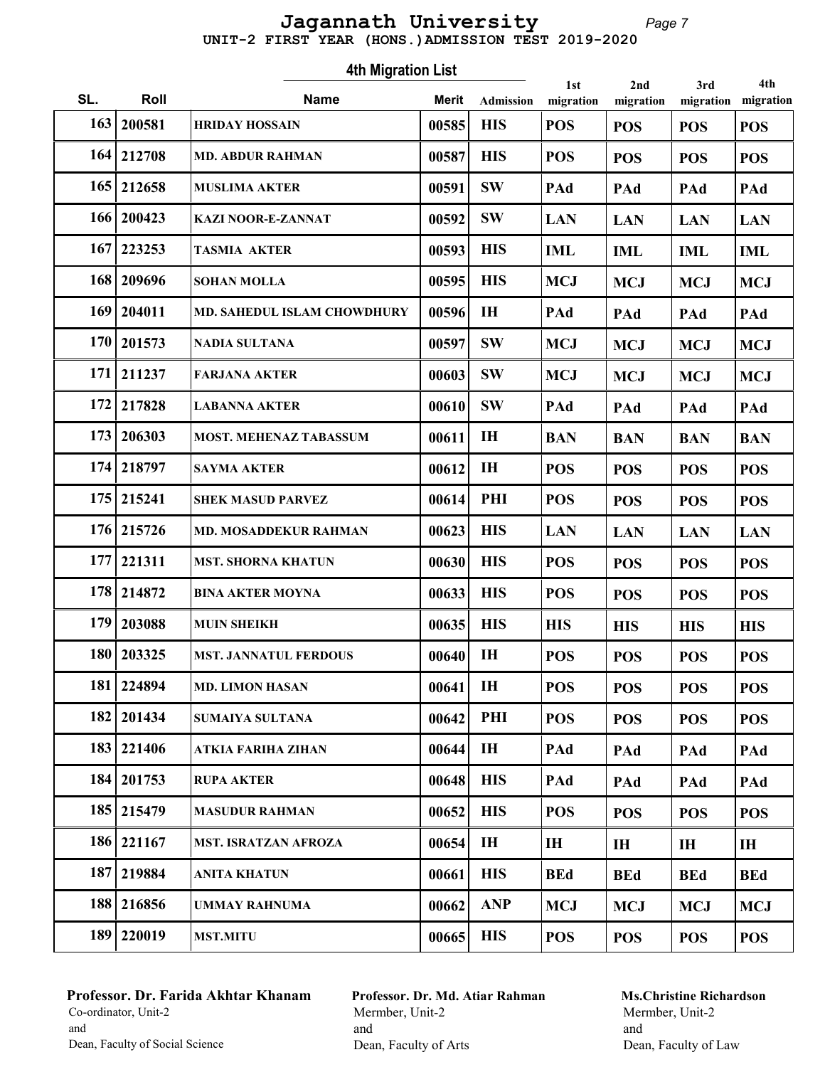# Jagannath University

UNIT-2 FIRST YEAR (HONS.)ADMISSION TEST 2019-2020

## 4th Migration List

| SL. | Roll | Name | Merit | Admission | 1st migration | 2nd migration | 3rd migration | 4th migration |
|---|---|---|---|---|---|---|---|---|
| 163 | 200581 | HRIDAY HOSSAIN | 00585 | HIS | POS | POS | POS | POS |
| 164 | 212708 | MD. ABDUR RAHMAN | 00587 | HIS | POS | POS | POS | POS |
| 165 | 212658 | MUSLIMA AKTER | 00591 | SW | PAd | PAd | PAd | PAd |
| 166 | 200423 | KAZI NOOR-E-ZANNAT | 00592 | SW | LAN | LAN | LAN | LAN |
| 167 | 223253 | TASMIA AKTER | 00593 | HIS | IML | IML | IML | IML |
| 168 | 209696 | SOHAN MOLLA | 00595 | HIS | MCJ | MCJ | MCJ | MCJ |
| 169 | 204011 | MD. SAHEDUL ISLAM CHOWDHURY | 00596 | IH | PAd | PAd | PAd | PAd |
| 170 | 201573 | NADIA SULTANA | 00597 | SW | MCJ | MCJ | MCJ | MCJ |
| 171 | 211237 | FARJANA AKTER | 00603 | SW | MCJ | MCJ | MCJ | MCJ |
| 172 | 217828 | LABANNA AKTER | 00610 | SW | PAd | PAd | PAd | PAd |
| 173 | 206303 | MOST. MEHENAZ TABASSUM | 00611 | IH | BAN | BAN | BAN | BAN |
| 174 | 218797 | SAYMA AKTER | 00612 | IH | POS | POS | POS | POS |
| 175 | 215241 | SHEK MASUD PARVEZ | 00614 | PHI | POS | POS | POS | POS |
| 176 | 215726 | MD. MOSADDEKUR RAHMAN | 00623 | HIS | LAN | LAN | LAN | LAN |
| 177 | 221311 | MST. SHORNA KHATUN | 00630 | HIS | POS | POS | POS | POS |
| 178 | 214872 | BINA AKTER MOYNA | 00633 | HIS | POS | POS | POS | POS |
| 179 | 203088 | MUIN SHEIKH | 00635 | HIS | HIS | HIS | HIS | HIS |
| 180 | 203325 | MST. JANNATUL FERDOUS | 00640 | IH | POS | POS | POS | POS |
| 181 | 224894 | MD. LIMON HASAN | 00641 | IH | POS | POS | POS | POS |
| 182 | 201434 | SUMAIYA SULTANA | 00642 | PHI | POS | POS | POS | POS |
| 183 | 221406 | ATKIA FARIHA ZIHAN | 00644 | IH | PAd | PAd | PAd | PAd |
| 184 | 201753 | RUPA AKTER | 00648 | HIS | PAd | PAd | PAd | PAd |
| 185 | 215479 | MASUDUR RAHMAN | 00652 | HIS | POS | POS | POS | POS |
| 186 | 221167 | MST. ISRATZAN AFROZA | 00654 | IH | IH | IH | IH | IH |
| 187 | 219884 | ANITA KHATUN | 00661 | HIS | BEd | BEd | BEd | BEd |
| 188 | 216856 | UMMAY RAHNUMA | 00662 | ANP | MCJ | MCJ | MCJ | MCJ |
| 189 | 220019 | MST.MITU | 00665 | HIS | POS | POS | POS | POS |

**Professor. Dr. Farida Akhtar Khanam**
Co-ordinator, Unit-2
and
Dean, Faculty of Social Science

**Professor. Dr. Md. Atiar Rahman**
Mermber, Unit-2
and
Dean, Faculty of Arts

**Ms.Christine Richardson**
Mermber, Unit-2
and
Dean, Faculty of Law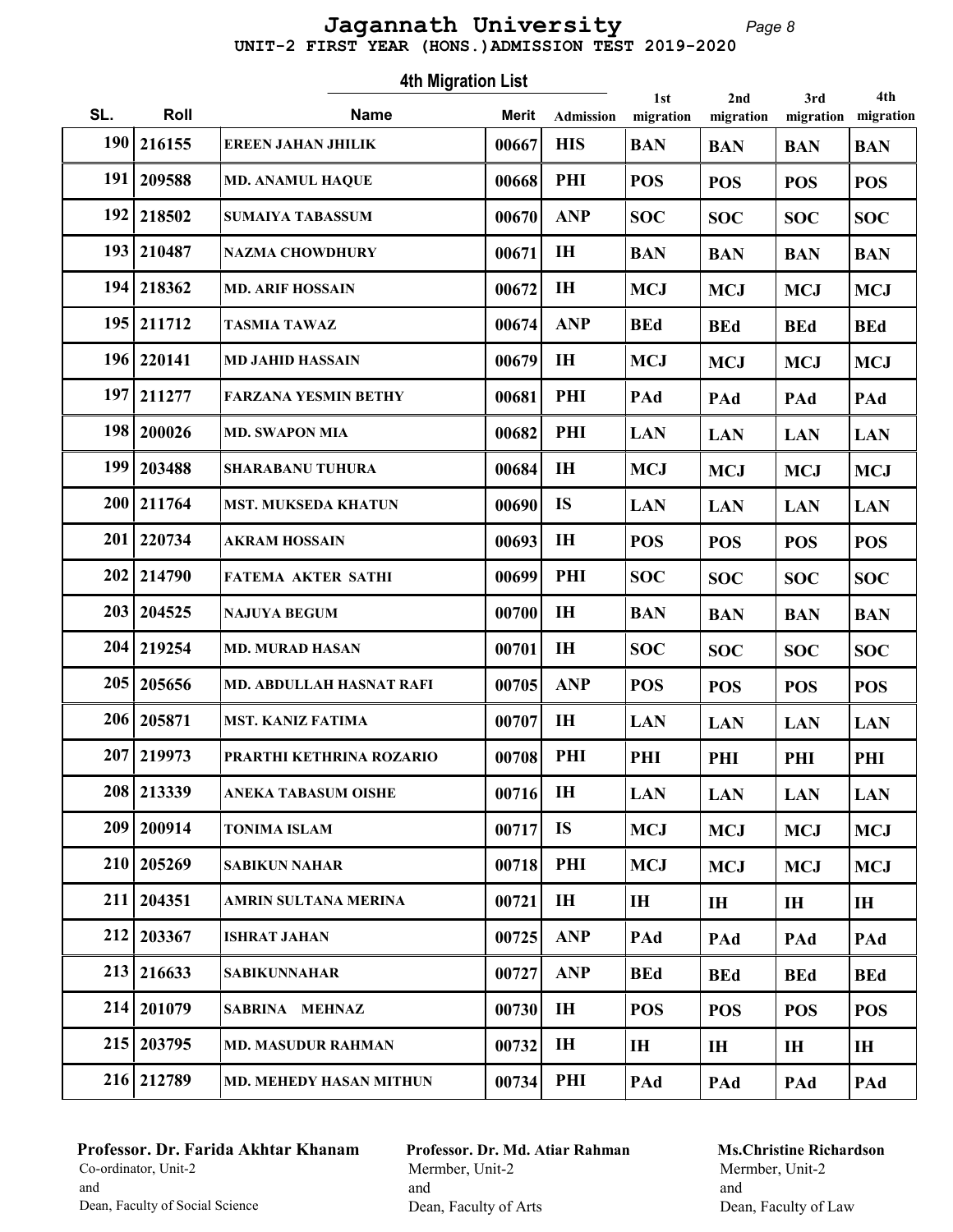# Jagannath University

UNIT-2 FIRST YEAR (HONS.)ADMISSION TEST 2019-2020

## 4th Migration List

| SL. | Roll | Name | Merit | Admission | 1st migration | 2nd migration | 3rd migration | 4th migration |
|---|---|---|---|---|---|---|---|---|
| 190 | 216155 | EREEN JAHAN JHILIK | 00667 | HIS | BAN | BAN | BAN | BAN |
| 191 | 209588 | MD. ANAMUL HAQUE | 00668 | PHI | POS | POS | POS | POS |
| 192 | 218502 | SUMAIYA TABASSUM | 00670 | ANP | SOC | SOC | SOC | SOC |
| 193 | 210487 | NAZMA CHOWDHURY | 00671 | IH | BAN | BAN | BAN | BAN |
| 194 | 218362 | MD. ARIF HOSSAIN | 00672 | IH | MCJ | MCJ | MCJ | MCJ |
| 195 | 211712 | TASMIA TAWAZ | 00674 | ANP | BEd | BEd | BEd | BEd |
| 196 | 220141 | MD JAHID HASSAIN | 00679 | IH | MCJ | MCJ | MCJ | MCJ |
| 197 | 211277 | FARZANA YESMIN BETHY | 00681 | PHI | PAd | PAd | PAd | PAd |
| 198 | 200026 | MD. SWAPON MIA | 00682 | PHI | LAN | LAN | LAN | LAN |
| 199 | 203488 | SHARABANU TUHURA | 00684 | IH | MCJ | MCJ | MCJ | MCJ |
| 200 | 211764 | MST. MUKSEDA KHATUN | 00690 | IS | LAN | LAN | LAN | LAN |
| 201 | 220734 | AKRAM HOSSAIN | 00693 | IH | POS | POS | POS | POS |
| 202 | 214790 | FATEMA AKTER SATHI | 00699 | PHI | SOC | SOC | SOC | SOC |
| 203 | 204525 | NAJUYA BEGUM | 00700 | IH | BAN | BAN | BAN | BAN |
| 204 | 219254 | MD. MURAD HASAN | 00701 | IH | SOC | SOC | SOC | SOC |
| 205 | 205656 | MD. ABDULLAH HASNAT RAFI | 00705 | ANP | POS | POS | POS | POS |
| 206 | 205871 | MST. KANIZ FATIMA | 00707 | IH | LAN | LAN | LAN | LAN |
| 207 | 219973 | PRARTHI KETHRINA ROZARIO | 00708 | PHI | PHI | PHI | PHI | PHI |
| 208 | 213339 | ANEKA TABASUM OISHE | 00716 | IH | LAN | LAN | LAN | LAN |
| 209 | 200914 | TONIMA ISLAM | 00717 | IS | MCJ | MCJ | MCJ | MCJ |
| 210 | 205269 | SABIKUN NAHAR | 00718 | PHI | MCJ | MCJ | MCJ | MCJ |
| 211 | 204351 | AMRIN SULTANA MERINA | 00721 | IH | IH | IH | IH | IH |
| 212 | 203367 | ISHRAT JAHAN | 00725 | ANP | PAd | PAd | PAd | PAd |
| 213 | 216633 | SABIKUNNAHAR | 00727 | ANP | BEd | BEd | BEd | BEd |
| 214 | 201079 | SABRINA MEHNAZ | 00730 | IH | POS | POS | POS | POS |
| 215 | 203795 | MD. MASUDUR RAHMAN | 00732 | IH | IH | IH | IH | IH |
| 216 | 212789 | MD. MEHEDY HASAN MITHUN | 00734 | PHI | PAd | PAd | PAd | PAd |

**Professor. Dr. Farida Akhtar Khanam**
Co-ordinator, Unit-2
and
Dean, Faculty of Social Science

**Professor. Dr. Md. Atiar Rahman**
Mermber, Unit-2
and
Dean, Faculty of Arts

**Ms.Christine Richardson**
Mermber, Unit-2
and
Dean, Faculty of Law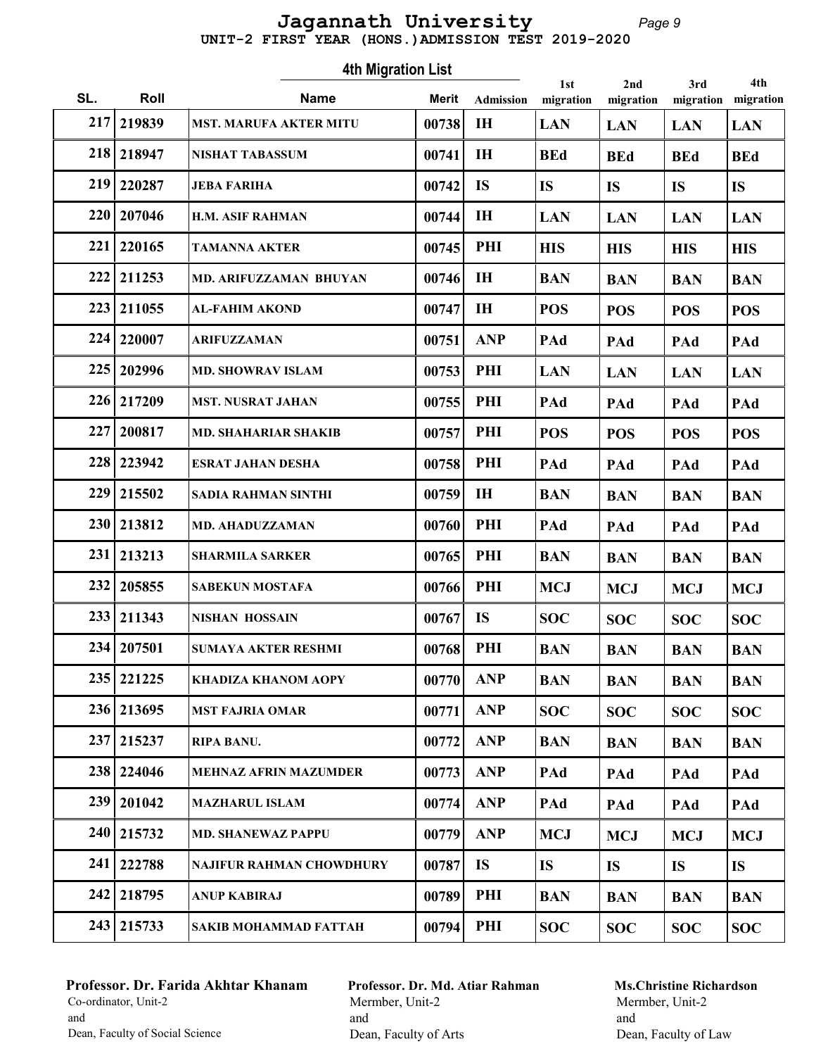# Jagannath University

## UNIT-2 FIRST YEAR (HONS.)ADMISSION TEST 2019-2020

### 4th Migration List

| SL. | Roll | Name | Merit | Admission | 1st migration | 2nd migration | 3rd migration | 4th migration |
|---|---|---|---|---|---|---|---|---|
| 217 | 219839 | MST. MARUFA AKTER MITU | 00738 | IH | LAN | LAN | LAN | LAN |
| 218 | 218947 | NISHAT TABASSUM | 00741 | IH | BEd | BEd | BEd | BEd |
| 219 | 220287 | JEBA FARIHA | 00742 | IS | IS | IS | IS | IS |
| 220 | 207046 | H.M. ASIF RAHMAN | 00744 | IH | LAN | LAN | LAN | LAN |
| 221 | 220165 | TAMANNA AKTER | 00745 | PHI | HIS | HIS | HIS | HIS |
| 222 | 211253 | MD. ARIFUZZAMAN BHUYAN | 00746 | IH | BAN | BAN | BAN | BAN |
| 223 | 211055 | AL-FAHIM AKOND | 00747 | IH | POS | POS | POS | POS |
| 224 | 220007 | ARIFUZZAMAN | 00751 | ANP | PAd | PAd | PAd | PAd |
| 225 | 202996 | MD. SHOWRAV ISLAM | 00753 | PHI | LAN | LAN | LAN | LAN |
| 226 | 217209 | MST. NUSRAT JAHAN | 00755 | PHI | PAd | PAd | PAd | PAd |
| 227 | 200817 | MD. SHAHARIAR SHAKIB | 00757 | PHI | POS | POS | POS | POS |
| 228 | 223942 | ESRAT JAHAN DESHA | 00758 | PHI | PAd | PAd | PAd | PAd |
| 229 | 215502 | SADIA RAHMAN SINTHI | 00759 | IH | BAN | BAN | BAN | BAN |
| 230 | 213812 | MD. AHADUZZAMAN | 00760 | PHI | PAd | PAd | PAd | PAd |
| 231 | 213213 | SHARMILA SARKER | 00765 | PHI | BAN | BAN | BAN | BAN |
| 232 | 205855 | SABEKUN MOSTAFA | 00766 | PHI | MCJ | MCJ | MCJ | MCJ |
| 233 | 211343 | NISHAN HOSSAIN | 00767 | IS | SOC | SOC | SOC | SOC |
| 234 | 207501 | SUMAYA AKTER RESHMI | 00768 | PHI | BAN | BAN | BAN | BAN |
| 235 | 221225 | KHADIZA KHANOM AOPY | 00770 | ANP | BAN | BAN | BAN | BAN |
| 236 | 213695 | MST FAJRIA OMAR | 00771 | ANP | SOC | SOC | SOC | SOC |
| 237 | 215237 | RIPA BANU. | 00772 | ANP | BAN | BAN | BAN | BAN |
| 238 | 224046 | MEHNAZ AFRIN MAZUMDER | 00773 | ANP | PAd | PAd | PAd | PAd |
| 239 | 201042 | MAZHARUL ISLAM | 00774 | ANP | PAd | PAd | PAd | PAd |
| 240 | 215732 | MD. SHANEWAZ PAPPU | 00779 | ANP | MCJ | MCJ | MCJ | MCJ |
| 241 | 222788 | NAJIFUR RAHMAN CHOWDHURY | 00787 | IS | IS | IS | IS | IS |
| 242 | 218795 | ANUP KABIRAJ | 00789 | PHI | BAN | BAN | BAN | BAN |
| 243 | 215733 | SAKIB MOHAMMAD FATTAH | 00794 | PHI | SOC | SOC | SOC | SOC |

**Professor. Dr. Farida Akhtar Khanam**
Co-ordinator, Unit-2
and
Dean, Faculty of Social Science

**Professor. Dr. Md. Atiar Rahman**
Mermber, Unit-2
and
Dean, Faculty of Arts

**Ms.Christine Richardson**
Mermber, Unit-2
and
Dean, Faculty of Law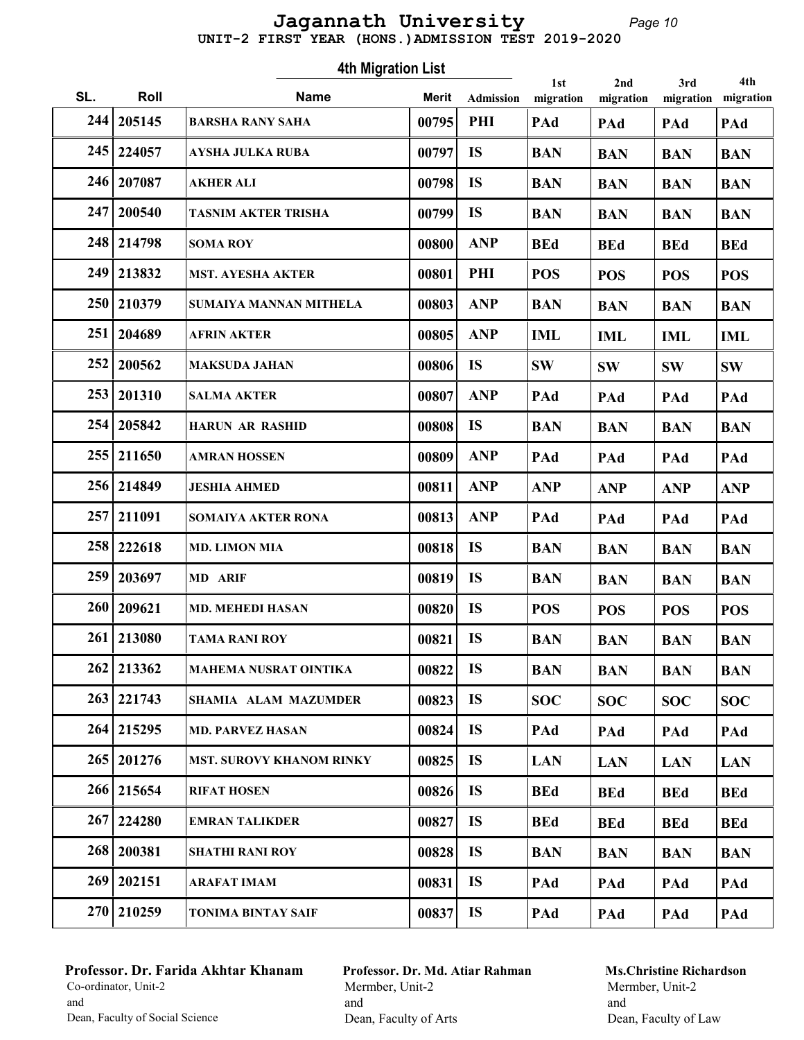# Jagannath University

## UNIT-2 FIRST YEAR (HONS.)ADMISSION TEST 2019-2020

### 4th Migration List

| SL. | Roll | Name | Merit | Admission | 1st migration | 2nd migration | 3rd migration | 4th migration |
|---|---|---|---|---|---|---|---|---|
| 244 | 205145 | BARSHA RANY SAHA | 00795 | PHI | PAd | PAd | PAd | PAd |
| 245 | 224057 | AYSHA JULKA RUBA | 00797 | IS | BAN | BAN | BAN | BAN |
| 246 | 207087 | AKHER ALI | 00798 | IS | BAN | BAN | BAN | BAN |
| 247 | 200540 | TASNIM AKTER TRISHA | 00799 | IS | BAN | BAN | BAN | BAN |
| 248 | 214798 | SOMA ROY | 00800 | ANP | BEd | BEd | BEd | BEd |
| 249 | 213832 | MST. AYESHA AKTER | 00801 | PHI | POS | POS | POS | POS |
| 250 | 210379 | SUMAIYA MANNAN MITHELA | 00803 | ANP | BAN | BAN | BAN | BAN |
| 251 | 204689 | AFRIN AKTER | 00805 | ANP | IML | IML | IML | IML |
| 252 | 200562 | MAKSUDA JAHAN | 00806 | IS | SW | SW | SW | SW |
| 253 | 201310 | SALMA AKTER | 00807 | ANP | PAd | PAd | PAd | PAd |
| 254 | 205842 | HARUN AR RASHID | 00808 | IS | BAN | BAN | BAN | BAN |
| 255 | 211650 | AMRAN HOSSEN | 00809 | ANP | PAd | PAd | PAd | PAd |
| 256 | 214849 | JESHIA AHMED | 00811 | ANP | ANP | ANP | ANP | ANP |
| 257 | 211091 | SOMAIYA AKTER RONA | 00813 | ANP | PAd | PAd | PAd | PAd |
| 258 | 222618 | MD. LIMON MIA | 00818 | IS | BAN | BAN | BAN | BAN |
| 259 | 203697 | MD ARIF | 00819 | IS | BAN | BAN | BAN | BAN |
| 260 | 209621 | MD. MEHEDI HASAN | 00820 | IS | POS | POS | POS | POS |
| 261 | 213080 | TAMA RANI ROY | 00821 | IS | BAN | BAN | BAN | BAN |
| 262 | 213362 | MAHEMA NUSRAT OINTIKA | 00822 | IS | BAN | BAN | BAN | BAN |
| 263 | 221743 | SHAMIA ALAM MAZUMDER | 00823 | IS | SOC | SOC | SOC | SOC |
| 264 | 215295 | MD. PARVEZ HASAN | 00824 | IS | PAd | PAd | PAd | PAd |
| 265 | 201276 | MST. SUROVY KHANOM RINKY | 00825 | IS | LAN | LAN | LAN | LAN |
| 266 | 215654 | RIFAT HOSEN | 00826 | IS | BEd | BEd | BEd | BEd |
| 267 | 224280 | EMRAN TALIKDER | 00827 | IS | BEd | BEd | BEd | BEd |
| 268 | 200381 | SHATHI RANI ROY | 00828 | IS | BAN | BAN | BAN | BAN |
| 269 | 202151 | ARAFAT IMAM | 00831 | IS | PAd | PAd | PAd | PAd |
| 270 | 210259 | TONIMA BINTAY SAIF | 00837 | IS | PAd | PAd | PAd | PAd |

**Professor. Dr. Farida Akhtar Khanam**
Co-ordinator, Unit-2
and
Dean, Faculty of Social Science

**Professor. Dr. Md. Atiar Rahman**
Mermber, Unit-2
and
Dean, Faculty of Arts

**Ms.Christine Richardson**
Mermber, Unit-2
and
Dean, Faculty of Law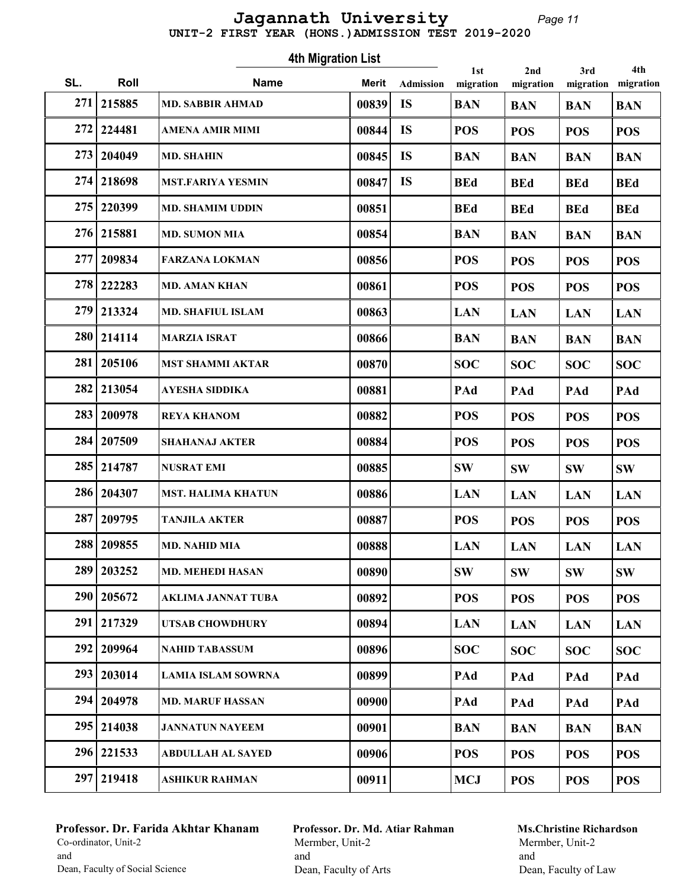# Jagannath University

## UNIT-2 FIRST YEAR (HONS.)ADMISSION TEST 2019-2020

### 4th Migration List

| SL. | Roll | Name | Merit | Admission | 1st migration | 2nd migration | 3rd migration | 4th migration |
|---|---|---|---|---|---|---|---|---|
| 271 | 215885 | MD. SABBIR AHMAD | 00839 | IS | BAN | BAN | BAN | BAN |
| 272 | 224481 | AMENA AMIR MIMI | 00844 | IS | POS | POS | POS | POS |
| 273 | 204049 | MD. SHAHIN | 00845 | IS | BAN | BAN | BAN | BAN |
| 274 | 218698 | MST.FARIYA YESMIN | 00847 | IS | BEd | BEd | BEd | BEd |
| 275 | 220399 | MD. SHAMIM UDDIN | 00851 | | BEd | BEd | BEd | BEd |
| 276 | 215881 | MD. SUMON MIA | 00854 | | BAN | BAN | BAN | BAN |
| 277 | 209834 | FARZANA LOKMAN | 00856 | | POS | POS | POS | POS |
| 278 | 222283 | MD. AMAN KHAN | 00861 | | POS | POS | POS | POS |
| 279 | 213324 | MD. SHAFIUL ISLAM | 00863 | | LAN | LAN | LAN | LAN |
| 280 | 214114 | MARZIA ISRAT | 00866 | | BAN | BAN | BAN | BAN |
| 281 | 205106 | MST SHAMMI AKTAR | 00870 | | SOC | SOC | SOC | SOC |
| 282 | 213054 | AYESHA SIDDIKA | 00881 | | PAd | PAd | PAd | PAd |
| 283 | 200978 | REYA KHANOM | 00882 | | POS | POS | POS | POS |
| 284 | 207509 | SHAHANAJ AKTER | 00884 | | POS | POS | POS | POS |
| 285 | 214787 | NUSRAT EMI | 00885 | | SW | SW | SW | SW |
| 286 | 204307 | MST. HALIMA KHATUN | 00886 | | LAN | LAN | LAN | LAN |
| 287 | 209795 | TANJILA AKTER | 00887 | | POS | POS | POS | POS |
| 288 | 209855 | MD. NAHID MIA | 00888 | | LAN | LAN | LAN | LAN |
| 289 | 203252 | MD. MEHEDI HASAN | 00890 | | SW | SW | SW | SW |
| 290 | 205672 | AKLIMA JANNAT TUBA | 00892 | | POS | POS | POS | POS |
| 291 | 217329 | UTSAB CHOWDHURY | 00894 | | LAN | LAN | LAN | LAN |
| 292 | 209964 | NAHID TABASSUM | 00896 | | SOC | SOC | SOC | SOC |
| 293 | 203014 | LAMIA ISLAM SOWRNA | 00899 | | PAd | PAd | PAd | PAd |
| 294 | 204978 | MD. MARUF HASSAN | 00900 | | PAd | PAd | PAd | PAd |
| 295 | 214038 | JANNATUN NAYEEM | 00901 | | BAN | BAN | BAN | BAN |
| 296 | 221533 | ABDULLAH AL SAYED | 00906 | | POS | POS | POS | POS |
| 297 | 219418 | ASHIKUR RAHMAN | 00911 | | MCJ | POS | POS | POS |

**Professor. Dr. Farida Akhtar Khanam**
Co-ordinator, Unit-2
and
Dean, Faculty of Social Science

**Professor. Dr. Md. Atiar Rahman**
Mermber, Unit-2
and
Dean, Faculty of Arts

**Ms.Christine Richardson**
Mermber, Unit-2
and
Dean, Faculty of Law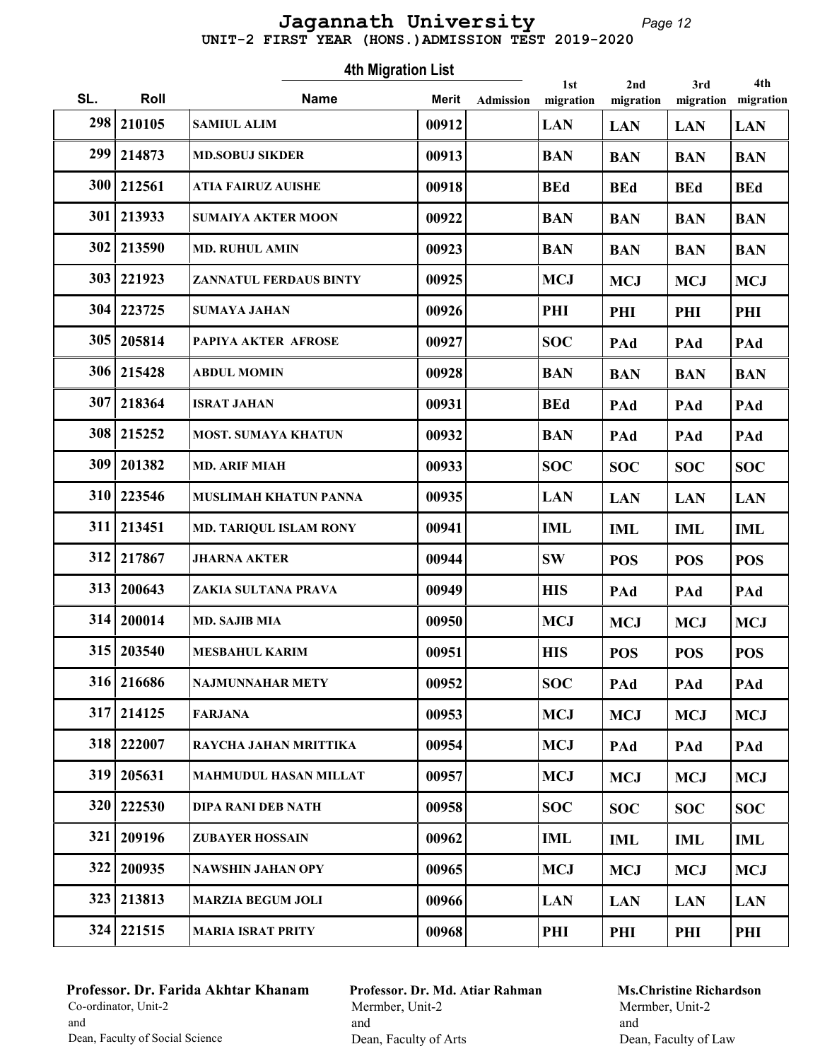# Jagannath University

**UNIT-2 FIRST YEAR (HONS.)ADMISSION TEST 2019-2020**

**4th Migration List**

| SL. | Roll | Name | Merit | Admission | 1st migration | 2nd migration | 3rd migration | 4th migration |
|---|---|---|---|---|---|---|---|---|
| 298 | 210105 | SAMIUL ALIM | 00912 | | LAN | LAN | LAN | LAN |
| 299 | 214873 | MD.SOBUJ SIKDER | 00913 | | BAN | BAN | BAN | BAN |
| 300 | 212561 | ATIA FAIRUZ AUISHE | 00918 | | BEd | BEd | BEd | BEd |
| 301 | 213933 | SUMAIYA AKTER MOON | 00922 | | BAN | BAN | BAN | BAN |
| 302 | 213590 | MD. RUHUL AMIN | 00923 | | BAN | BAN | BAN | BAN |
| 303 | 221923 | ZANNATUL FERDAUS BINTY | 00925 | | MCJ | MCJ | MCJ | MCJ |
| 304 | 223725 | SUMAYA JAHAN | 00926 | | PHI | PHI | PHI | PHI |
| 305 | 205814 | PAPIYA AKTER AFROSE | 00927 | | SOC | PAd | PAd | PAd |
| 306 | 215428 | ABDUL MOMIN | 00928 | | BAN | BAN | BAN | BAN |
| 307 | 218364 | ISRAT JAHAN | 00931 | | BEd | PAd | PAd | PAd |
| 308 | 215252 | MOST. SUMAYA KHATUN | 00932 | | BAN | PAd | PAd | PAd |
| 309 | 201382 | MD. ARIF MIAH | 00933 | | SOC | SOC | SOC | SOC |
| 310 | 223546 | MUSLIMAH KHATUN PANNA | 00935 | | LAN | LAN | LAN | LAN |
| 311 | 213451 | MD. TARIQUL ISLAM RONY | 00941 | | IML | IML | IML | IML |
| 312 | 217867 | JHARNA AKTER | 00944 | | SW | POS | POS | POS |
| 313 | 200643 | ZAKIA SULTANA PRAVA | 00949 | | HIS | PAd | PAd | PAd |
| 314 | 200014 | MD. SAJIB MIA | 00950 | | MCJ | MCJ | MCJ | MCJ |
| 315 | 203540 | MESBAHUL KARIM | 00951 | | HIS | POS | POS | POS |
| 316 | 216686 | NAJMUNNAHAR METY | 00952 | | SOC | PAd | PAd | PAd |
| 317 | 214125 | FARJANA | 00953 | | MCJ | MCJ | MCJ | MCJ |
| 318 | 222007 | RAYCHA JAHAN MRITTIKA | 00954 | | MCJ | PAd | PAd | PAd |
| 319 | 205631 | MAHMUDUL HASAN MILLAT | 00957 | | MCJ | MCJ | MCJ | MCJ |
| 320 | 222530 | DIPA RANI DEB NATH | 00958 | | SOC | SOC | SOC | SOC |
| 321 | 209196 | ZUBAYER HOSSAIN | 00962 | | IML | IML | IML | IML |
| 322 | 200935 | NAWSHIN JAHAN OPY | 00965 | | MCJ | MCJ | MCJ | MCJ |
| 323 | 213813 | MARZIA BEGUM JOLI | 00966 | | LAN | LAN | LAN | LAN |
| 324 | 221515 | MARIA ISRAT PRITY | 00968 | | PHI | PHI | PHI | PHI |

**Professor. Dr. Farida Akhtar Khanam**
Co-ordinator, Unit-2
and
Dean, Faculty of Social Science

**Professor. Dr. Md. Atiar Rahman**
Mermber, Unit-2
and
Dean, Faculty of Arts

**Ms.Christine Richardson**
Mermber, Unit-2
and
Dean, Faculty of Law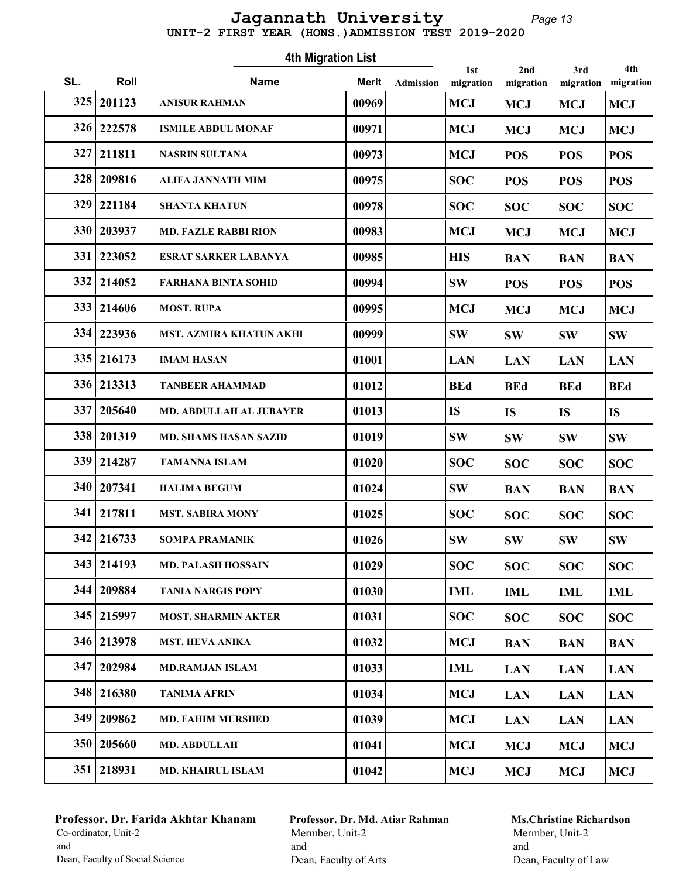# Jagannath University

## UNIT-2 FIRST YEAR (HONS.)ADMISSION TEST 2019-2020

### 4th Migration List

| SL. | Roll | Name | Merit | Admission | 1st migration | 2nd migration | 3rd migration | 4th migration |
|---|---|---|---|---|---|---|---|---|
| 325 | 201123 | ANISUR RAHMAN | 00969 | | MCJ | MCJ | MCJ | MCJ |
| 326 | 222578 | ISMILE ABDUL MONAF | 00971 | | MCJ | MCJ | MCJ | MCJ |
| 327 | 211811 | NASRIN SULTANA | 00973 | | MCJ | POS | POS | POS |
| 328 | 209816 | ALIFA JANNATH MIM | 00975 | | SOC | POS | POS | POS |
| 329 | 221184 | SHANTA KHATUN | 00978 | | SOC | SOC | SOC | SOC |
| 330 | 203937 | MD. FAZLE RABBI RION | 00983 | | MCJ | MCJ | MCJ | MCJ |
| 331 | 223052 | ESRAT SARKER LABANYA | 00985 | | HIS | BAN | BAN | BAN |
| 332 | 214052 | FARHANA BINTA SOHID | 00994 | | SW | POS | POS | POS |
| 333 | 214606 | MOST. RUPA | 00995 | | MCJ | MCJ | MCJ | MCJ |
| 334 | 223936 | MST. AZMIRA KHATUN AKHI | 00999 | | SW | SW | SW | SW |
| 335 | 216173 | IMAM HASAN | 01001 | | LAN | LAN | LAN | LAN |
| 336 | 213313 | TANBEER AHAMMAD | 01012 | | BEd | BEd | BEd | BEd |
| 337 | 205640 | MD. ABDULLAH AL JUBAYER | 01013 | | IS | IS | IS | IS |
| 338 | 201319 | MD. SHAMS HASAN SAZID | 01019 | | SW | SW | SW | SW |
| 339 | 214287 | TAMANNA ISLAM | 01020 | | SOC | SOC | SOC | SOC |
| 340 | 207341 | HALIMA BEGUM | 01024 | | SW | BAN | BAN | BAN |
| 341 | 217811 | MST. SABIRA MONY | 01025 | | SOC | SOC | SOC | SOC |
| 342 | 216733 | SOMPA PRAMANIK | 01026 | | SW | SW | SW | SW |
| 343 | 214193 | MD. PALASH HOSSAIN | 01029 | | SOC | SOC | SOC | SOC |
| 344 | 209884 | TANIA NARGIS POPY | 01030 | | IML | IML | IML | IML |
| 345 | 215997 | MOST. SHARMIN AKTER | 01031 | | SOC | SOC | SOC | SOC |
| 346 | 213978 | MST. HEVA ANIKA | 01032 | | MCJ | BAN | BAN | BAN |
| 347 | 202984 | MD.RAMJAN ISLAM | 01033 | | IML | LAN | LAN | LAN |
| 348 | 216380 | TANIMA AFRIN | 01034 | | MCJ | LAN | LAN | LAN |
| 349 | 209862 | MD. FAHIM MURSHED | 01039 | | MCJ | LAN | LAN | LAN |
| 350 | 205660 | MD. ABDULLAH | 01041 | | MCJ | MCJ | MCJ | MCJ |
| 351 | 218931 | MD. KHAIRUL ISLAM | 01042 | | MCJ | MCJ | MCJ | MCJ |

**Professor. Dr. Farida Akhtar Khanam**
Co-ordinator, Unit-2
and
Dean, Faculty of Social Science

**Professor. Dr. Md. Atiar Rahman**
Mermber, Unit-2
and
Dean, Faculty of Arts

**Ms.Christine Richardson**
Mermber, Unit-2
and
Dean, Faculty of Law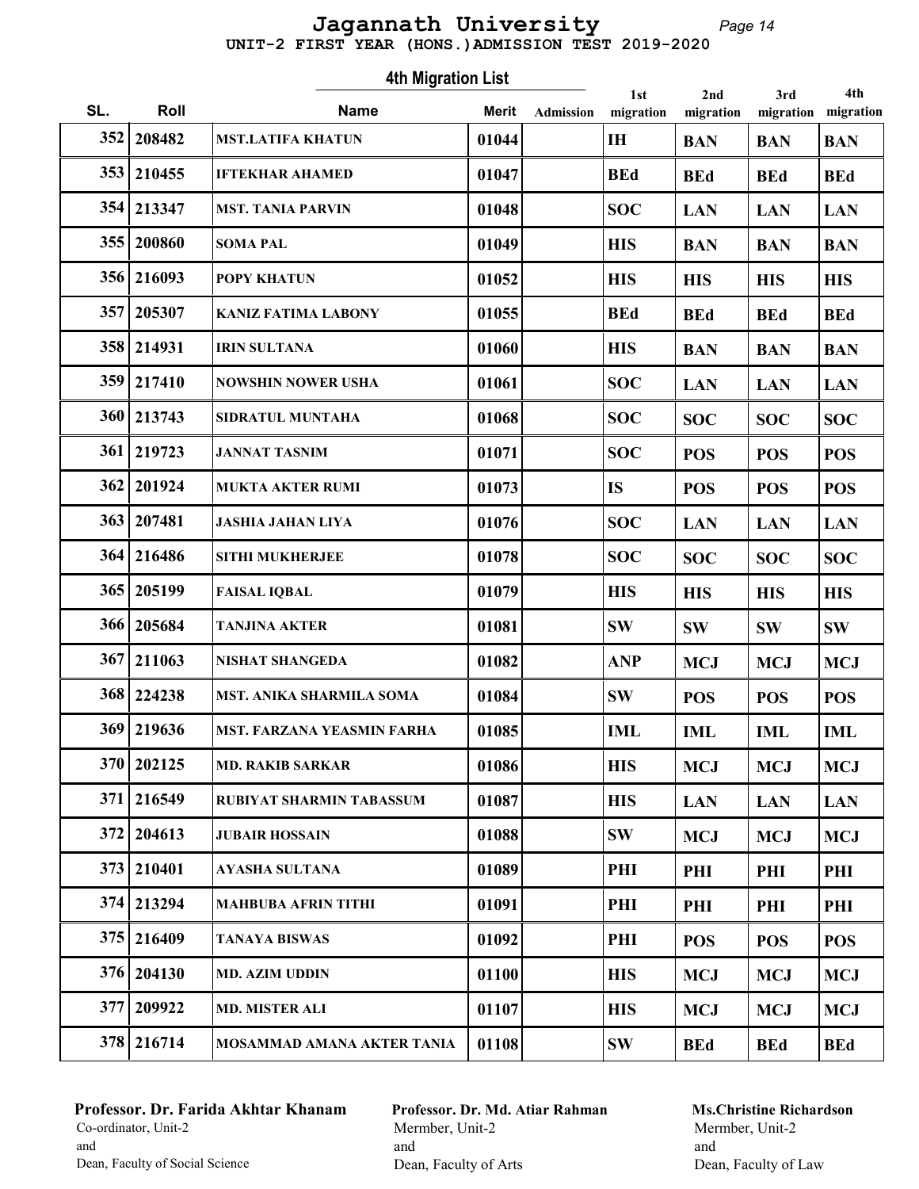# Jagannath University

UNIT-2 FIRST YEAR (HONS.)ADMISSION TEST 2019-2020

## 4th Migration List

| SL. | Roll | Name | Merit | Admission | 1st migration | 2nd migration | 3rd migration | 4th migration |
|---|---|---|---|---|---|---|---|---|
| 352 | 208482 | MST.LATIFA KHATUN | 01044 | | IH | BAN | BAN | BAN |
| 353 | 210455 | IFTEKHAR AHAMED | 01047 | | BEd | BEd | BEd | BEd |
| 354 | 213347 | MST. TANIA PARVIN | 01048 | | SOC | LAN | LAN | LAN |
| 355 | 200860 | SOMA PAL | 01049 | | HIS | BAN | BAN | BAN |
| 356 | 216093 | POPY KHATUN | 01052 | | HIS | HIS | HIS | HIS |
| 357 | 205307 | KANIZ FATIMA LABONY | 01055 | | BEd | BEd | BEd | BEd |
| 358 | 214931 | IRIN SULTANA | 01060 | | HIS | BAN | BAN | BAN |
| 359 | 217410 | NOWSHIN NOWER USHA | 01061 | | SOC | LAN | LAN | LAN |
| 360 | 213743 | SIDRATUL MUNTAHA | 01068 | | SOC | SOC | SOC | SOC |
| 361 | 219723 | JANNAT TASNIM | 01071 | | SOC | POS | POS | POS |
| 362 | 201924 | MUKTA AKTER RUMI | 01073 | | IS | POS | POS | POS |
| 363 | 207481 | JASHIA JAHAN LIYA | 01076 | | SOC | LAN | LAN | LAN |
| 364 | 216486 | SITHI MUKHERJEE | 01078 | | SOC | SOC | SOC | SOC |
| 365 | 205199 | FAISAL IQBAL | 01079 | | HIS | HIS | HIS | HIS |
| 366 | 205684 | TANJINA AKTER | 01081 | | SW | SW | SW | SW |
| 367 | 211063 | NISHAT SHANGEDA | 01082 | | ANP | MCJ | MCJ | MCJ |
| 368 | 224238 | MST. ANIKA SHARMILA SOMA | 01084 | | SW | POS | POS | POS |
| 369 | 219636 | MST. FARZANA YEASMIN FARHA | 01085 | | IML | IML | IML | IML |
| 370 | 202125 | MD. RAKIB SARKAR | 01086 | | HIS | MCJ | MCJ | MCJ |
| 371 | 216549 | RUBIYAT SHARMIN TABASSUM | 01087 | | HIS | LAN | LAN | LAN |
| 372 | 204613 | JUBAIR HOSSAIN | 01088 | | SW | MCJ | MCJ | MCJ |
| 373 | 210401 | AYASHA SULTANA | 01089 | | PHI | PHI | PHI | PHI |
| 374 | 213294 | MAHBUBA AFRIN TITHI | 01091 | | PHI | PHI | PHI | PHI |
| 375 | 216409 | TANAYA BISWAS | 01092 | | PHI | POS | POS | POS |
| 376 | 204130 | MD. AZIM UDDIN | 01100 | | HIS | MCJ | MCJ | MCJ |
| 377 | 209922 | MD. MISTER ALI | 01107 | | HIS | MCJ | MCJ | MCJ |
| 378 | 216714 | MOSAMMAD AMANA AKTER TANIA | 01108 | | SW | BEd | BEd | BEd |

**Professor. Dr. Farida Akhtar Khanam**
Co-ordinator, Unit-2
and
Dean, Faculty of Social Science

**Professor. Dr. Md. Atiar Rahman**
Mermber, Unit-2
and
Dean, Faculty of Arts

**Ms.Christine Richardson**
Mermber, Unit-2
and
Dean, Faculty of Law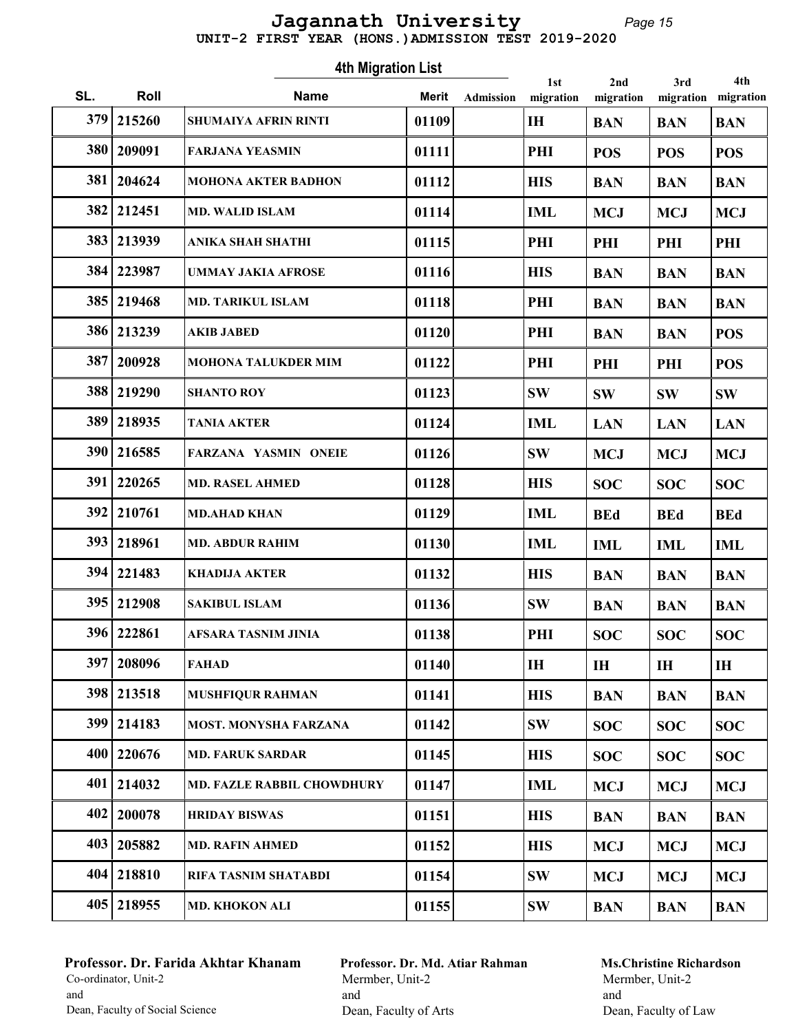# Jagannath University

## UNIT-2 FIRST YEAR (HONS.)ADMISSION TEST 2019-2020

### 4th Migration List

| SL. | Roll | Name | Merit | Admission | 1st migration | 2nd migration | 3rd migration | 4th migration |
|---|---|---|---|---|---|---|---|---|
| 379 | 215260 | SHUMAIYA AFRIN RINTI | 01109 | | IH | BAN | BAN | BAN |
| 380 | 209091 | FARJANA YEASMIN | 01111 | | PHI | POS | POS | POS |
| 381 | 204624 | MOHONA AKTER BADHON | 01112 | | HIS | BAN | BAN | BAN |
| 382 | 212451 | MD. WALID ISLAM | 01114 | | IML | MCJ | MCJ | MCJ |
| 383 | 213939 | ANIKA SHAH SHATHI | 01115 | | PHI | PHI | PHI | PHI |
| 384 | 223987 | UMMAY JAKIA AFROSE | 01116 | | HIS | BAN | BAN | BAN |
| 385 | 219468 | MD. TARIKUL ISLAM | 01118 | | PHI | BAN | BAN | BAN |
| 386 | 213239 | AKIB JABED | 01120 | | PHI | BAN | BAN | POS |
| 387 | 200928 | MOHONA TALUKDER MIM | 01122 | | PHI | PHI | PHI | POS |
| 388 | 219290 | SHANTO ROY | 01123 | | SW | SW | SW | SW |
| 389 | 218935 | TANIA AKTER | 01124 | | IML | LAN | LAN | LAN |
| 390 | 216585 | FARZANA YASMIN ONEIE | 01126 | | SW | MCJ | MCJ | MCJ |
| 391 | 220265 | MD. RASEL AHMED | 01128 | | HIS | SOC | SOC | SOC |
| 392 | 210761 | MD.AHAD KHAN | 01129 | | IML | BEd | BEd | BEd |
| 393 | 218961 | MD. ABDUR RAHIM | 01130 | | IML | IML | IML | IML |
| 394 | 221483 | KHADIJA AKTER | 01132 | | HIS | BAN | BAN | BAN |
| 395 | 212908 | SAKIBUL ISLAM | 01136 | | SW | BAN | BAN | BAN |
| 396 | 222861 | AFSARA TASNIM JINIA | 01138 | | PHI | SOC | SOC | SOC |
| 397 | 208096 | FAHAD | 01140 | | IH | IH | IH | IH |
| 398 | 213518 | MUSHFIQUR RAHMAN | 01141 | | HIS | BAN | BAN | BAN |
| 399 | 214183 | MOST. MONYSHA FARZANA | 01142 | | SW | SOC | SOC | SOC |
| 400 | 220676 | MD. FARUK SARDAR | 01145 | | HIS | SOC | SOC | SOC |
| 401 | 214032 | MD. FAZLE RABBIL CHOWDHURY | 01147 | | IML | MCJ | MCJ | MCJ |
| 402 | 200078 | HRIDAY BISWAS | 01151 | | HIS | BAN | BAN | BAN |
| 403 | 205882 | MD. RAFIN AHMED | 01152 | | HIS | MCJ | MCJ | MCJ |
| 404 | 218810 | RIFA TASNIM SHATABDI | 01154 | | SW | MCJ | MCJ | MCJ |
| 405 | 218955 | MD. KHOKON ALI | 01155 | | SW | BAN | BAN | BAN |

**Professor. Dr. Farida Akhtar Khanam**
Co-ordinator, Unit-2
and
Dean, Faculty of Social Science

**Professor. Dr. Md. Atiar Rahman**
Mermber, Unit-2
and
Dean, Faculty of Arts

**Ms.Christine Richardson**
Mermber, Unit-2
and
Dean, Faculty of Law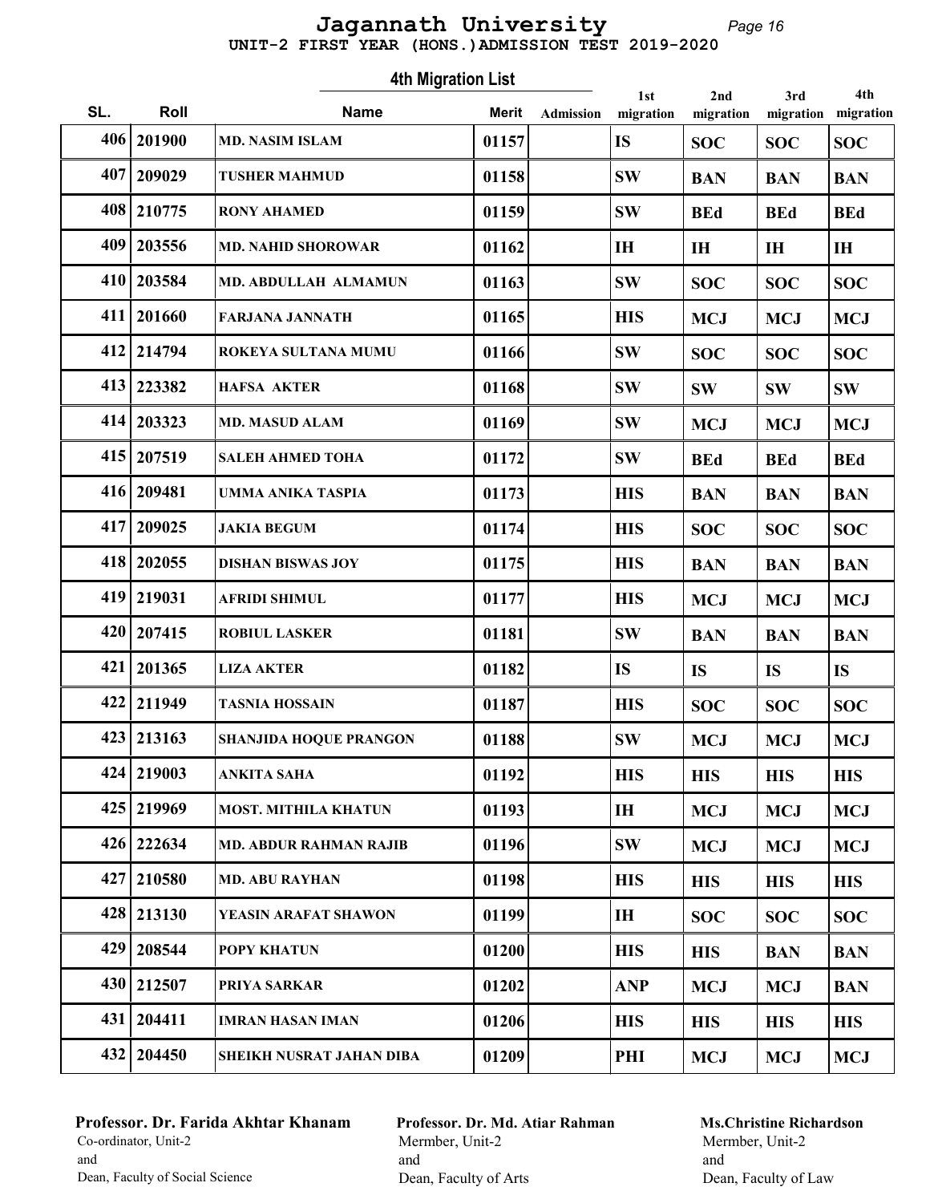# Jagannath University

## UNIT-2 FIRST YEAR (HONS.)ADMISSION TEST 2019-2020

### 4th Migration List

| SL. | Roll | Name | Merit | Admission | 1st migration | 2nd migration | 3rd migration | 4th migration |
|---|---|---|---|---|---|---|---|---|
| 406 | 201900 | MD. NASIM ISLAM | 01157 | | IS | SOC | SOC | SOC |
| 407 | 209029 | TUSHER MAHMUD | 01158 | | SW | BAN | BAN | BAN |
| 408 | 210775 | RONY AHAMED | 01159 | | SW | BEd | BEd | BEd |
| 409 | 203556 | MD. NAHID SHOROWAR | 01162 | | IH | IH | IH | IH |
| 410 | 203584 | MD. ABDULLAH ALMAMUN | 01163 | | SW | SOC | SOC | SOC |
| 411 | 201660 | FARJANA JANNATH | 01165 | | HIS | MCJ | MCJ | MCJ |
| 412 | 214794 | ROKEYA SULTANA MUMU | 01166 | | SW | SOC | SOC | SOC |
| 413 | 223382 | HAFSA AKTER | 01168 | | SW | SW | SW | SW |
| 414 | 203323 | MD. MASUD ALAM | 01169 | | SW | MCJ | MCJ | MCJ |
| 415 | 207519 | SALEH AHMED TOHA | 01172 | | SW | BEd | BEd | BEd |
| 416 | 209481 | UMMA ANIKA TASPIA | 01173 | | HIS | BAN | BAN | BAN |
| 417 | 209025 | JAKIA BEGUM | 01174 | | HIS | SOC | SOC | SOC |
| 418 | 202055 | DISHAN BISWAS JOY | 01175 | | HIS | BAN | BAN | BAN |
| 419 | 219031 | AFRIDI SHIMUL | 01177 | | HIS | MCJ | MCJ | MCJ |
| 420 | 207415 | ROBIUL LASKER | 01181 | | SW | BAN | BAN | BAN |
| 421 | 201365 | LIZA AKTER | 01182 | | IS | IS | IS | IS |
| 422 | 211949 | TASNIA HOSSAIN | 01187 | | HIS | SOC | SOC | SOC |
| 423 | 213163 | SHANJIDA HOQUE PRANGON | 01188 | | SW | MCJ | MCJ | MCJ |
| 424 | 219003 | ANKITA SAHA | 01192 | | HIS | HIS | HIS | HIS |
| 425 | 219969 | MOST. MITHILA KHATUN | 01193 | | IH | MCJ | MCJ | MCJ |
| 426 | 222634 | MD. ABDUR RAHMAN RAJIB | 01196 | | SW | MCJ | MCJ | MCJ |
| 427 | 210580 | MD. ABU RAYHAN | 01198 | | HIS | HIS | HIS | HIS |
| 428 | 213130 | YEASIN ARAFAT SHAWON | 01199 | | IH | SOC | SOC | SOC |
| 429 | 208544 | POPY KHATUN | 01200 | | HIS | HIS | BAN | BAN |
| 430 | 212507 | PRIYA SARKAR | 01202 | | ANP | MCJ | MCJ | BAN |
| 431 | 204411 | IMRAN HASAN IMAN | 01206 | | HIS | HIS | HIS | HIS |
| 432 | 204450 | SHEIKH NUSRAT JAHAN DIBA | 01209 | | PHI | MCJ | MCJ | MCJ |

**Professor. Dr. Farida Akhtar Khanam**
Co-ordinator, Unit-2
and
Dean, Faculty of Social Science

**Professor. Dr. Md. Atiar Rahman**
Mermber, Unit-2
and
Dean, Faculty of Arts

**Ms.Christine Richardson**
Mermber, Unit-2
and
Dean, Faculty of Law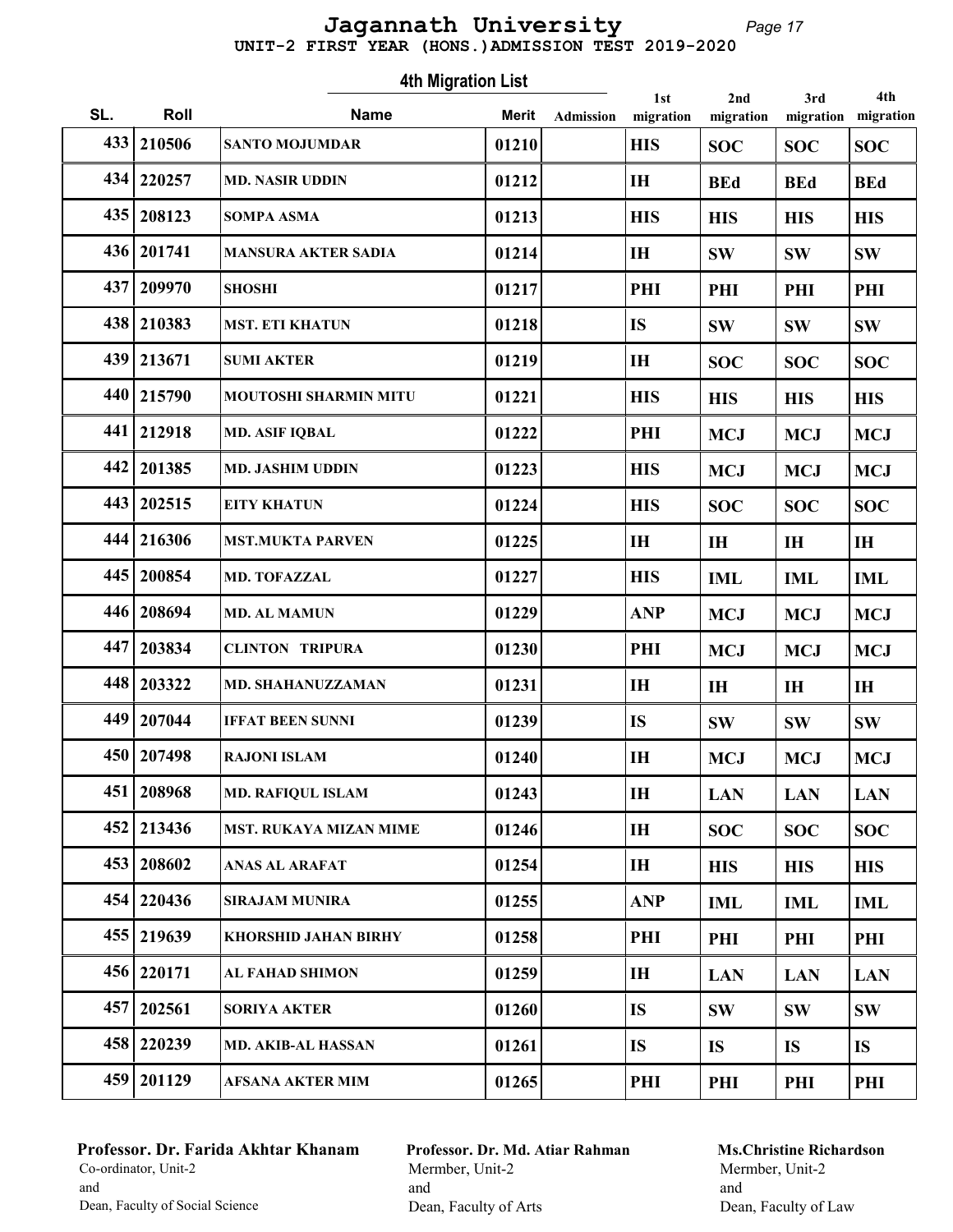# Jagannath University

UNIT-2 FIRST YEAR (HONS.)ADMISSION TEST 2019-2020

## 4th Migration List

| SL. | Roll | Name | Merit | Admission | 1st migration | 2nd migration | 3rd migration | 4th migration |
|---|---|---|---|---|---|---|---|---|
| 433 | 210506 | SANTO MOJUMDAR | 01210 | | HIS | SOC | SOC | SOC |
| 434 | 220257 | MD. NASIR UDDIN | 01212 | | IH | BEd | BEd | BEd |
| 435 | 208123 | SOMPA ASMA | 01213 | | HIS | HIS | HIS | HIS |
| 436 | 201741 | MANSURA AKTER SADIA | 01214 | | IH | SW | SW | SW |
| 437 | 209970 | SHOSHI | 01217 | | PHI | PHI | PHI | PHI |
| 438 | 210383 | MST. ETI KHATUN | 01218 | | IS | SW | SW | SW |
| 439 | 213671 | SUMI AKTER | 01219 | | IH | SOC | SOC | SOC |
| 440 | 215790 | MOUTOSHI SHARMIN MITU | 01221 | | HIS | HIS | HIS | HIS |
| 441 | 212918 | MD. ASIF IQBAL | 01222 | | PHI | MCJ | MCJ | MCJ |
| 442 | 201385 | MD. JASHIM UDDIN | 01223 | | HIS | MCJ | MCJ | MCJ |
| 443 | 202515 | EITY KHATUN | 01224 | | HIS | SOC | SOC | SOC |
| 444 | 216306 | MST.MUKTA PARVEN | 01225 | | IH | IH | IH | IH |
| 445 | 200854 | MD. TOFAZZAL | 01227 | | HIS | IML | IML | IML |
| 446 | 208694 | MD. AL MAMUN | 01229 | | ANP | MCJ | MCJ | MCJ |
| 447 | 203834 | CLINTON TRIPURA | 01230 | | PHI | MCJ | MCJ | MCJ |
| 448 | 203322 | MD. SHAHANUZZAMAN | 01231 | | IH | IH | IH | IH |
| 449 | 207044 | IFFAT BEEN SUNNI | 01239 | | IS | SW | SW | SW |
| 450 | 207498 | RAJONI ISLAM | 01240 | | IH | MCJ | MCJ | MCJ |
| 451 | 208968 | MD. RAFIQUL ISLAM | 01243 | | IH | LAN | LAN | LAN |
| 452 | 213436 | MST. RUKAYA MIZAN MIME | 01246 | | IH | SOC | SOC | SOC |
| 453 | 208602 | ANAS AL ARAFAT | 01254 | | IH | HIS | HIS | HIS |
| 454 | 220436 | SIRAJAM MUNIRA | 01255 | | ANP | IML | IML | IML |
| 455 | 219639 | KHORSHID JAHAN BIRHY | 01258 | | PHI | PHI | PHI | PHI |
| 456 | 220171 | AL FAHAD SHIMON | 01259 | | IH | LAN | LAN | LAN |
| 457 | 202561 | SORIYA AKTER | 01260 | | IS | SW | SW | SW |
| 458 | 220239 | MD. AKIB-AL HASSAN | 01261 | | IS | IS | IS | IS |
| 459 | 201129 | AFSANA AKTER MIM | 01265 | | PHI | PHI | PHI | PHI |

**Professor. Dr. Farida Akhtar Khanam**
Co-ordinator, Unit-2
and
Dean, Faculty of Social Science

**Professor. Dr. Md. Atiar Rahman**
Mermber, Unit-2
and
Dean, Faculty of Arts

**Ms.Christine Richardson**
Mermber, Unit-2
and
Dean, Faculty of Law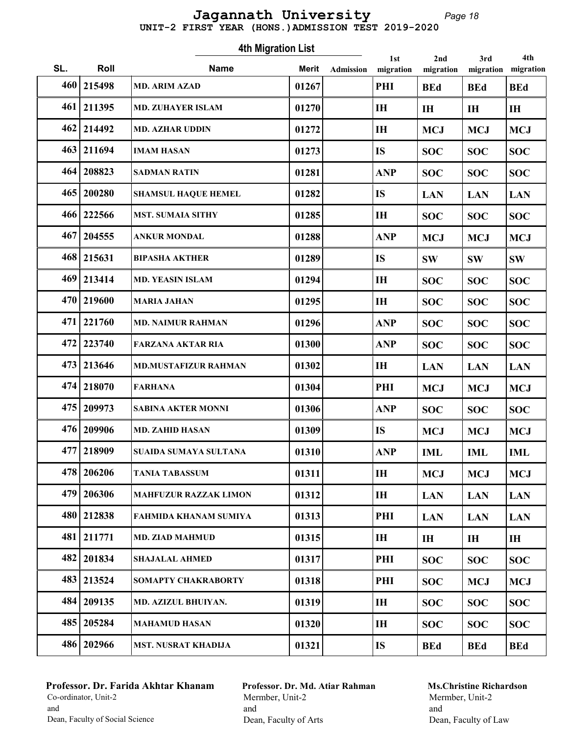# Jagannath University

**UNIT-2 FIRST YEAR (HONS.)ADMISSION TEST 2019-2020**

## 4th Migration List

| SL. | Roll | Name | Merit | Admission | 1st migration | 2nd migration | 3rd migration | 4th migration |
|---|---|---|---|---|---|---|---|---|
| 460 | 215498 | MD. ARIM AZAD | 01267 | | PHI | BEd | BEd | BEd |
| 461 | 211395 | MD. ZUHAYER ISLAM | 01270 | | IH | IH | IH | IH |
| 462 | 214492 | MD. AZHAR UDDIN | 01272 | | IH | MCJ | MCJ | MCJ |
| 463 | 211694 | IMAM HASAN | 01273 | | IS | SOC | SOC | SOC |
| 464 | 208823 | SADMAN RATIN | 01281 | | ANP | SOC | SOC | SOC |
| 465 | 200280 | SHAMSUL HAQUE HEMEL | 01282 | | IS | LAN | LAN | LAN |
| 466 | 222566 | MST. SUMAIA SITHY | 01285 | | IH | SOC | SOC | SOC |
| 467 | 204555 | ANKUR MONDAL | 01288 | | ANP | MCJ | MCJ | MCJ |
| 468 | 215631 | BIPASHA AKTHER | 01289 | | IS | SW | SW | SW |
| 469 | 213414 | MD. YEASIN ISLAM | 01294 | | IH | SOC | SOC | SOC |
| 470 | 219600 | MARIA JAHAN | 01295 | | IH | SOC | SOC | SOC |
| 471 | 221760 | MD. NAIMUR RAHMAN | 01296 | | ANP | SOC | SOC | SOC |
| 472 | 223740 | FARZANA AKTAR RIA | 01300 | | ANP | SOC | SOC | SOC |
| 473 | 213646 | MD.MUSTAFIZUR RAHMAN | 01302 | | IH | LAN | LAN | LAN |
| 474 | 218070 | FARHANA | 01304 | | PHI | MCJ | MCJ | MCJ |
| 475 | 209973 | SABINA AKTER MONNI | 01306 | | ANP | SOC | SOC | SOC |
| 476 | 209906 | MD. ZAHID HASAN | 01309 | | IS | MCJ | MCJ | MCJ |
| 477 | 218909 | SUAIDA SUMAYA SULTANA | 01310 | | ANP | IML | IML | IML |
| 478 | 206206 | TANIA TABASSUM | 01311 | | IH | MCJ | MCJ | MCJ |
| 479 | 206306 | MAHFUZUR RAZZAK LIMON | 01312 | | IH | LAN | LAN | LAN |
| 480 | 212838 | FAHMIDA KHANAM SUMIYA | 01313 | | PHI | LAN | LAN | LAN |
| 481 | 211771 | MD. ZIAD MAHMUD | 01315 | | IH | IH | IH | IH |
| 482 | 201834 | SHAJALAL AHMED | 01317 | | PHI | SOC | SOC | SOC |
| 483 | 213524 | SOMAPTY CHAKRABORTY | 01318 | | PHI | SOC | MCJ | MCJ |
| 484 | 209135 | MD. AZIZUL BHUIYAN. | 01319 | | IH | SOC | SOC | SOC |
| 485 | 205284 | MAHAMUD HASAN | 01320 | | IH | SOC | SOC | SOC |
| 486 | 202966 | MST. NUSRAT KHADIJA | 01321 | | IS | BEd | BEd | BEd |

**Professor. Dr. Farida Akhtar Khanam**
Co-ordinator, Unit-2
and
Dean, Faculty of Social Science

**Professor. Dr. Md. Atiar Rahman**
Mermber, Unit-2
and
Dean, Faculty of Arts

**Ms.Christine Richardson**
Mermber, Unit-2
and
Dean, Faculty of Law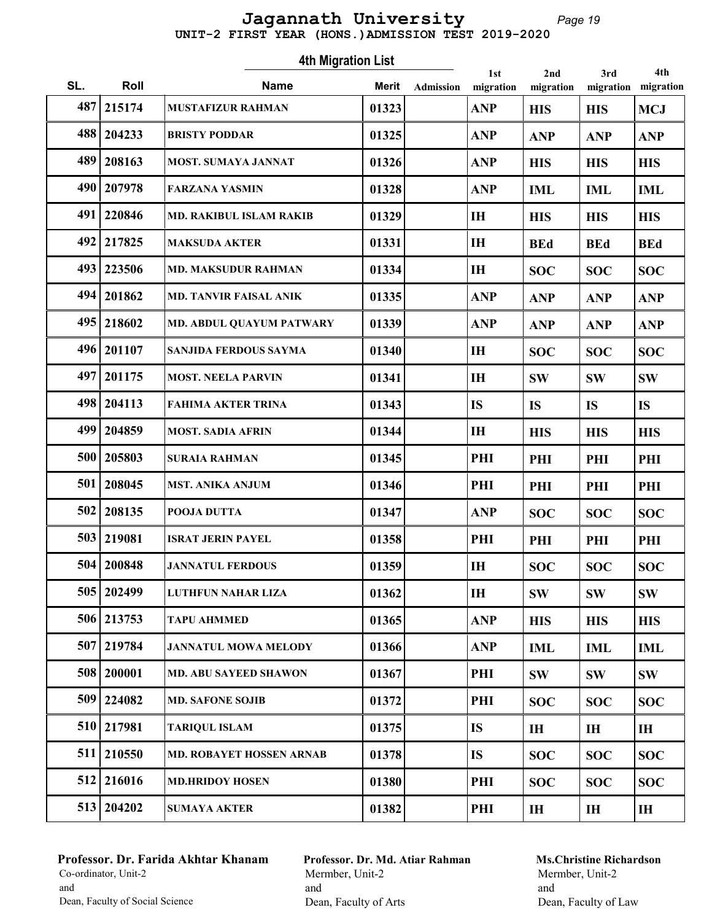# Jagannath University

## UNIT-2 FIRST YEAR (HONS.)ADMISSION TEST 2019-2020

### 4th Migration List

| SL. | Roll | Name | Merit | Admission | 1st migration | 2nd migration | 3rd migration | 4th migration |
|---|---|---|---|---|---|---|---|---|
| 487 | 215174 | MUSTAFIZUR RAHMAN | 01323 | | ANP | HIS | HIS | MCJ |
| 488 | 204233 | BRISTY PODDAR | 01325 | | ANP | ANP | ANP | ANP |
| 489 | 208163 | MOST. SUMAYA JANNAT | 01326 | | ANP | HIS | HIS | HIS |
| 490 | 207978 | FARZANA YASMIN | 01328 | | ANP | IML | IML | IML |
| 491 | 220846 | MD. RAKIBUL ISLAM RAKIB | 01329 | | IH | HIS | HIS | HIS |
| 492 | 217825 | MAKSUDA AKTER | 01331 | | IH | BEd | BEd | BEd |
| 493 | 223506 | MD. MAKSUDUR RAHMAN | 01334 | | IH | SOC | SOC | SOC |
| 494 | 201862 | MD. TANVIR FAISAL ANIK | 01335 | | ANP | ANP | ANP | ANP |
| 495 | 218602 | MD. ABDUL QUAYUM PATWARY | 01339 | | ANP | ANP | ANP | ANP |
| 496 | 201107 | SANJIDA FERDOUS SAYMA | 01340 | | IH | SOC | SOC | SOC |
| 497 | 201175 | MOST. NEELA PARVIN | 01341 | | IH | SW | SW | SW |
| 498 | 204113 | FAHIMA AKTER TRINA | 01343 | | IS | IS | IS | IS |
| 499 | 204859 | MOST. SADIA AFRIN | 01344 | | IH | HIS | HIS | HIS |
| 500 | 205803 | SURAIA RAHMAN | 01345 | | PHI | PHI | PHI | PHI |
| 501 | 208045 | MST. ANIKA ANJUM | 01346 | | PHI | PHI | PHI | PHI |
| 502 | 208135 | POOJA DUTTA | 01347 | | ANP | SOC | SOC | SOC |
| 503 | 219081 | ISRAT JERIN PAYEL | 01358 | | PHI | PHI | PHI | PHI |
| 504 | 200848 | JANNATUL FERDOUS | 01359 | | IH | SOC | SOC | SOC |
| 505 | 202499 | LUTHFUN NAHAR LIZA | 01362 | | IH | SW | SW | SW |
| 506 | 213753 | TAPU AHMMED | 01365 | | ANP | HIS | HIS | HIS |
| 507 | 219784 | JANNATUL MOWA MELODY | 01366 | | ANP | IML | IML | IML |
| 508 | 200001 | MD. ABU SAYEED SHAWON | 01367 | | PHI | SW | SW | SW |
| 509 | 224082 | MD. SAFONE SOJIB | 01372 | | PHI | SOC | SOC | SOC |
| 510 | 217981 | TARIQUL ISLAM | 01375 | | IS | IH | IH | IH |
| 511 | 210550 | MD. ROBAYET HOSSEN ARNAB | 01378 | | IS | SOC | SOC | SOC |
| 512 | 216016 | MD.HRIDOY HOSEN | 01380 | | PHI | SOC | SOC | SOC |
| 513 | 204202 | SUMAYA AKTER | 01382 | | PHI | IH | IH | IH |

**Professor. Dr. Farida Akhtar Khanam**
Co-ordinator, Unit-2
and
Dean, Faculty of Social Science

**Professor. Dr. Md. Atiar Rahman**
Mermber, Unit-2
and
Dean, Faculty of Arts

**Ms.Christine Richardson**
Mermber, Unit-2
and
Dean, Faculty of Law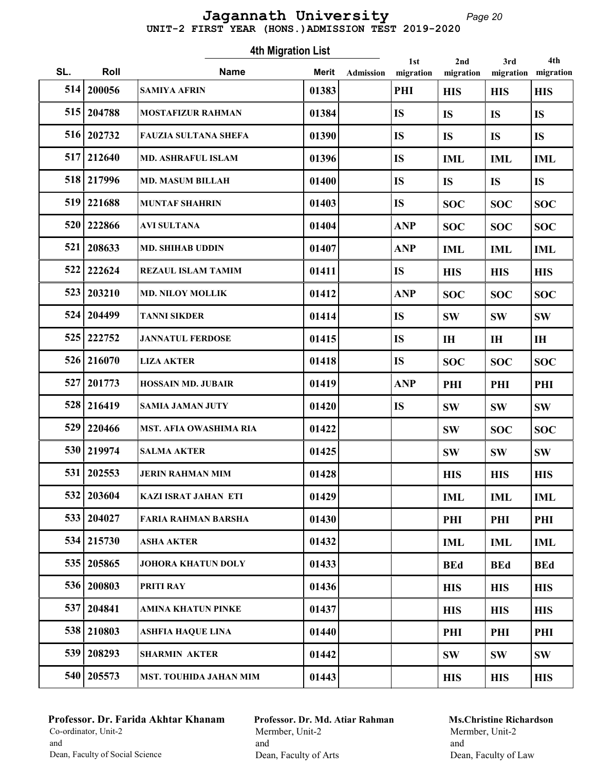# Jagannath University

## UNIT-2 FIRST YEAR (HONS.)ADMISSION TEST 2019-2020

### 4th Migration List

| SL. | Roll | Name | Merit | Admission | 1st migration | 2nd migration | 3rd migration | 4th migration |
|---|---|---|---|---|---|---|---|---|
| 514 | 200056 | SAMIYA AFRIN | 01383 | | PHI | HIS | HIS | HIS |
| 515 | 204788 | MOSTAFIZUR RAHMAN | 01384 | | IS | IS | IS | IS |
| 516 | 202732 | FAUZIA SULTANA SHEFA | 01390 | | IS | IS | IS | IS |
| 517 | 212640 | MD. ASHRAFUL ISLAM | 01396 | | IS | IML | IML | IML |
| 518 | 217996 | MD. MASUM BILLAH | 01400 | | IS | IS | IS | IS |
| 519 | 221688 | MUNTAF SHAHRIN | 01403 | | IS | SOC | SOC | SOC |
| 520 | 222866 | AVI SULTANA | 01404 | | ANP | SOC | SOC | SOC |
| 521 | 208633 | MD. SHIHAB UDDIN | 01407 | | ANP | IML | IML | IML |
| 522 | 222624 | REZAUL ISLAM TAMIM | 01411 | | IS | HIS | HIS | HIS |
| 523 | 203210 | MD. NILOY MOLLIK | 01412 | | ANP | SOC | SOC | SOC |
| 524 | 204499 | TANNI SIKDER | 01414 | | IS | SW | SW | SW |
| 525 | 222752 | JANNATUL FERDOSE | 01415 | | IS | IH | IH | IH |
| 526 | 216070 | LIZA AKTER | 01418 | | IS | SOC | SOC | SOC |
| 527 | 201773 | HOSSAIN MD. JUBAIR | 01419 | | ANP | PHI | PHI | PHI |
| 528 | 216419 | SAMIA JAMAN JUTY | 01420 | | IS | SW | SW | SW |
| 529 | 220466 | MST. AFIA OWASHIMA RIA | 01422 | | | SW | SOC | SOC |
| 530 | 219974 | SALMA AKTER | 01425 | | | SW | SW | SW |
| 531 | 202553 | JERIN RAHMAN MIM | 01428 | | | HIS | HIS | HIS |
| 532 | 203604 | KAZI ISRAT JAHAN ETI | 01429 | | | IML | IML | IML |
| 533 | 204027 | FARIA RAHMAN BARSHA | 01430 | | | PHI | PHI | PHI |
| 534 | 215730 | ASHA AKTER | 01432 | | | IML | IML | IML |
| 535 | 205865 | JOHORA KHATUN DOLY | 01433 | | | BEd | BEd | BEd |
| 536 | 200803 | PRITI RAY | 01436 | | | HIS | HIS | HIS |
| 537 | 204841 | AMINA KHATUN PINKE | 01437 | | | HIS | HIS | HIS |
| 538 | 210803 | ASHFIA HAQUE LINA | 01440 | | | PHI | PHI | PHI |
| 539 | 208293 | SHARMIN AKTER | 01442 | | | SW | SW | SW |
| 540 | 205573 | MST. TOUHIDA JAHAN MIM | 01443 | | | HIS | HIS | HIS |

**Professor. Dr. Farida Akhtar Khanam**
Co-ordinator, Unit-2
and
Dean, Faculty of Social Science

**Professor. Dr. Md. Atiar Rahman**
Mermber, Unit-2
and
Dean, Faculty of Arts

**Ms.Christine Richardson**
Mermber, Unit-2
and
Dean, Faculty of Law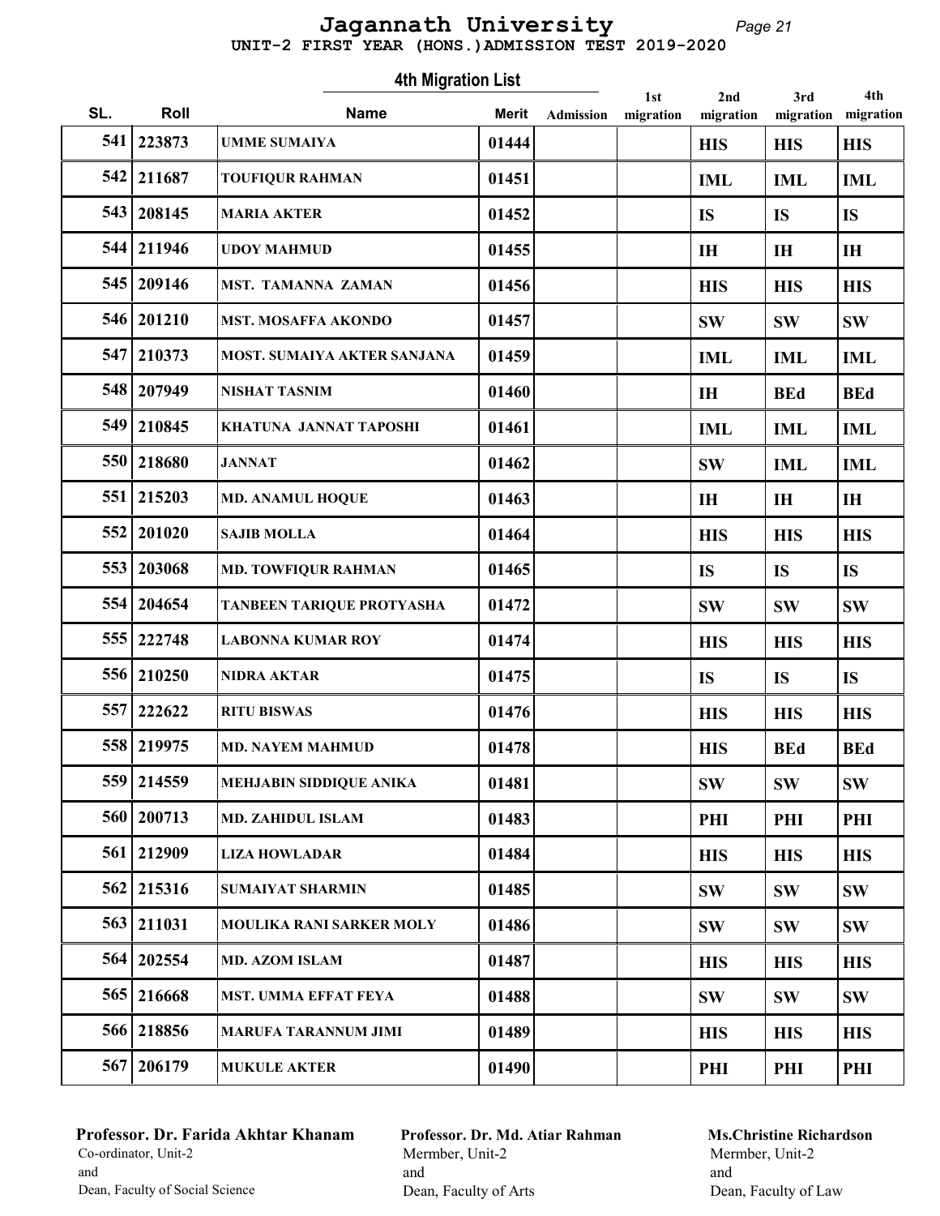# Jagannath University

**UNIT-2 FIRST YEAR (HONS.)ADMISSION TEST 2019-2020**

## 4th Migration List

| SL. | Roll | Name | Merit | Admission | 1st migration | 2nd migration | 3rd migration | 4th migration |
|---|---|---|---|---|---|---|---|---|
| 541 | 223873 | UMME SUMAIYA | 01444 | | | HIS | HIS | HIS |
| 542 | 211687 | TOUFIQUR RAHMAN | 01451 | | | IML | IML | IML |
| 543 | 208145 | MARIA AKTER | 01452 | | | IS | IS | IS |
| 544 | 211946 | UDOY MAHMUD | 01455 | | | IH | IH | IH |
| 545 | 209146 | MST. TAMANNA ZAMAN | 01456 | | | HIS | HIS | HIS |
| 546 | 201210 | MST. MOSAFFA AKONDO | 01457 | | | SW | SW | SW |
| 547 | 210373 | MOST. SUMAIYA AKTER SANJANA | 01459 | | | IML | IML | IML |
| 548 | 207949 | NISHAT TASNIM | 01460 | | | IH | BEd | BEd |
| 549 | 210845 | KHATUNA JANNAT TAPOSHI | 01461 | | | IML | IML | IML |
| 550 | 218680 | JANNAT | 01462 | | | SW | IML | IML |
| 551 | 215203 | MD. ANAMUL HOQUE | 01463 | | | IH | IH | IH |
| 552 | 201020 | SAJIB MOLLA | 01464 | | | HIS | HIS | HIS |
| 553 | 203068 | MD. TOWFIQUR RAHMAN | 01465 | | | IS | IS | IS |
| 554 | 204654 | TANBEEN TARIQUE PROTYASHA | 01472 | | | SW | SW | SW |
| 555 | 222748 | LABONNA KUMAR ROY | 01474 | | | HIS | HIS | HIS |
| 556 | 210250 | NIDRA AKTAR | 01475 | | | IS | IS | IS |
| 557 | 222622 | RITU BISWAS | 01476 | | | HIS | HIS | HIS |
| 558 | 219975 | MD. NAYEM MAHMUD | 01478 | | | HIS | BEd | BEd |
| 559 | 214559 | MEHJABIN SIDDIQUE ANIKA | 01481 | | | SW | SW | SW |
| 560 | 200713 | MD. ZAHIDUL ISLAM | 01483 | | | PHI | PHI | PHI |
| 561 | 212909 | LIZA HOWLADAR | 01484 | | | HIS | HIS | HIS |
| 562 | 215316 | SUMAIYAT SHARMIN | 01485 | | | SW | SW | SW |
| 563 | 211031 | MOULIKA RANI SARKER MOLY | 01486 | | | SW | SW | SW |
| 564 | 202554 | MD. AZOM ISLAM | 01487 | | | HIS | HIS | HIS |
| 565 | 216668 | MST. UMMA EFFAT FEYA | 01488 | | | SW | SW | SW |
| 566 | 218856 | MARUFA TARANNUM JIMI | 01489 | | | HIS | HIS | HIS |
| 567 | 206179 | MUKULE AKTER | 01490 | | | PHI | PHI | PHI |

**Professor. Dr. Farida Akhtar Khanam**
Co-ordinator, Unit-2
and
Dean, Faculty of Social Science

**Professor. Dr. Md. Atiar Rahman**
Mermber, Unit-2
and
Dean, Faculty of Arts

**Ms.Christine Richardson**
Mermber, Unit-2
and
Dean, Faculty of Law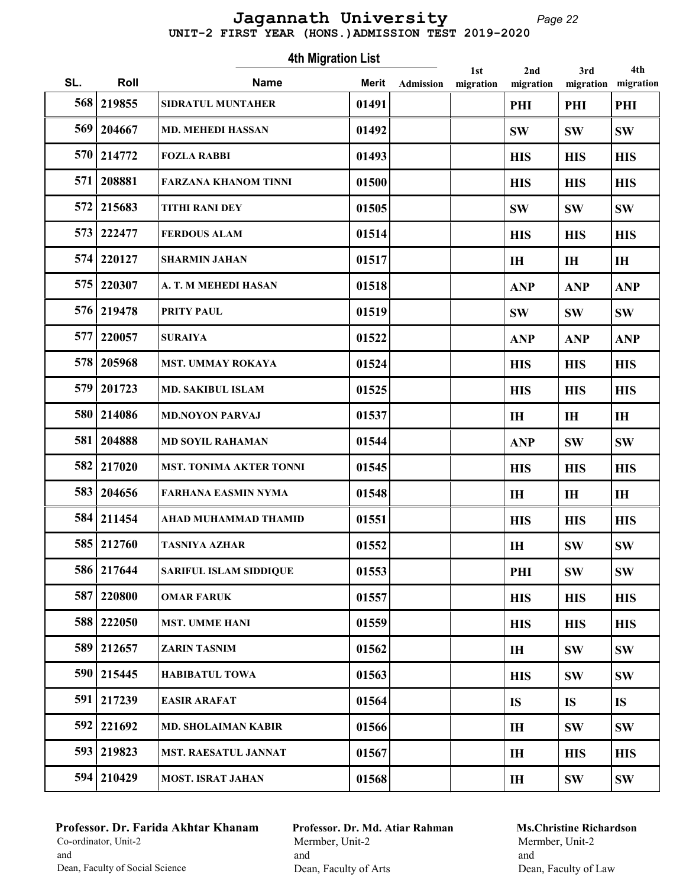# Jagannath University

UNIT-2 FIRST YEAR (HONS.)ADMISSION TEST 2019-2020

## 4th Migration List

| SL. | Roll | Name | Merit | Admission | 1st migration | 2nd migration | 3rd migration | 4th migration |
|---|---|---|---|---|---|---|---|---|
| 568 | 219855 | SIDRATUL MUNTAHER | 01491 | | | PHI | PHI | PHI |
| 569 | 204667 | MD. MEHEDI HASSAN | 01492 | | | SW | SW | SW |
| 570 | 214772 | FOZLA RABBI | 01493 | | | HIS | HIS | HIS |
| 571 | 208881 | FARZANA KHANOM TINNI | 01500 | | | HIS | HIS | HIS |
| 572 | 215683 | TITHI RANI DEY | 01505 | | | SW | SW | SW |
| 573 | 222477 | FERDOUS ALAM | 01514 | | | HIS | HIS | HIS |
| 574 | 220127 | SHARMIN JAHAN | 01517 | | | IH | IH | IH |
| 575 | 220307 | A. T. M MEHEDI HASAN | 01518 | | | ANP | ANP | ANP |
| 576 | 219478 | PRITY PAUL | 01519 | | | SW | SW | SW |
| 577 | 220057 | SURAIYA | 01522 | | | ANP | ANP | ANP |
| 578 | 205968 | MST. UMMAY ROKAYA | 01524 | | | HIS | HIS | HIS |
| 579 | 201723 | MD. SAKIBUL ISLAM | 01525 | | | HIS | HIS | HIS |
| 580 | 214086 | MD.NOYON PARVAJ | 01537 | | | IH | IH | IH |
| 581 | 204888 | MD SOYIL RAHAMAN | 01544 | | | ANP | SW | SW |
| 582 | 217020 | MST. TONIMA AKTER TONNI | 01545 | | | HIS | HIS | HIS |
| 583 | 204656 | FARHANA EASMIN NYMA | 01548 | | | IH | IH | IH |
| 584 | 211454 | AHAD MUHAMMAD THAMID | 01551 | | | HIS | HIS | HIS |
| 585 | 212760 | TASNIYA AZHAR | 01552 | | | IH | SW | SW |
| 586 | 217644 | SARIFUL ISLAM SIDDIQUE | 01553 | | | PHI | SW | SW |
| 587 | 220800 | OMAR FARUK | 01557 | | | HIS | HIS | HIS |
| 588 | 222050 | MST. UMME HANI | 01559 | | | HIS | HIS | HIS |
| 589 | 212657 | ZARIN TASNIM | 01562 | | | IH | SW | SW |
| 590 | 215445 | HABIBATUL TOWA | 01563 | | | HIS | SW | SW |
| 591 | 217239 | EASIR ARAFAT | 01564 | | | IS | IS | IS |
| 592 | 221692 | MD. SHOLAIMAN KABIR | 01566 | | | IH | SW | SW |
| 593 | 219823 | MST. RAESATUL JANNAT | 01567 | | | IH | HIS | HIS |
| 594 | 210429 | MOST. ISRAT JAHAN | 01568 | | | IH | SW | SW |

**Professor. Dr. Farida Akhtar Khanam**
Co-ordinator, Unit-2
and
Dean, Faculty of Social Science

**Professor. Dr. Md. Atiar Rahman**
Mermber, Unit-2
and
Dean, Faculty of Arts

**Ms.Christine Richardson**
Mermber, Unit-2
and
Dean, Faculty of Law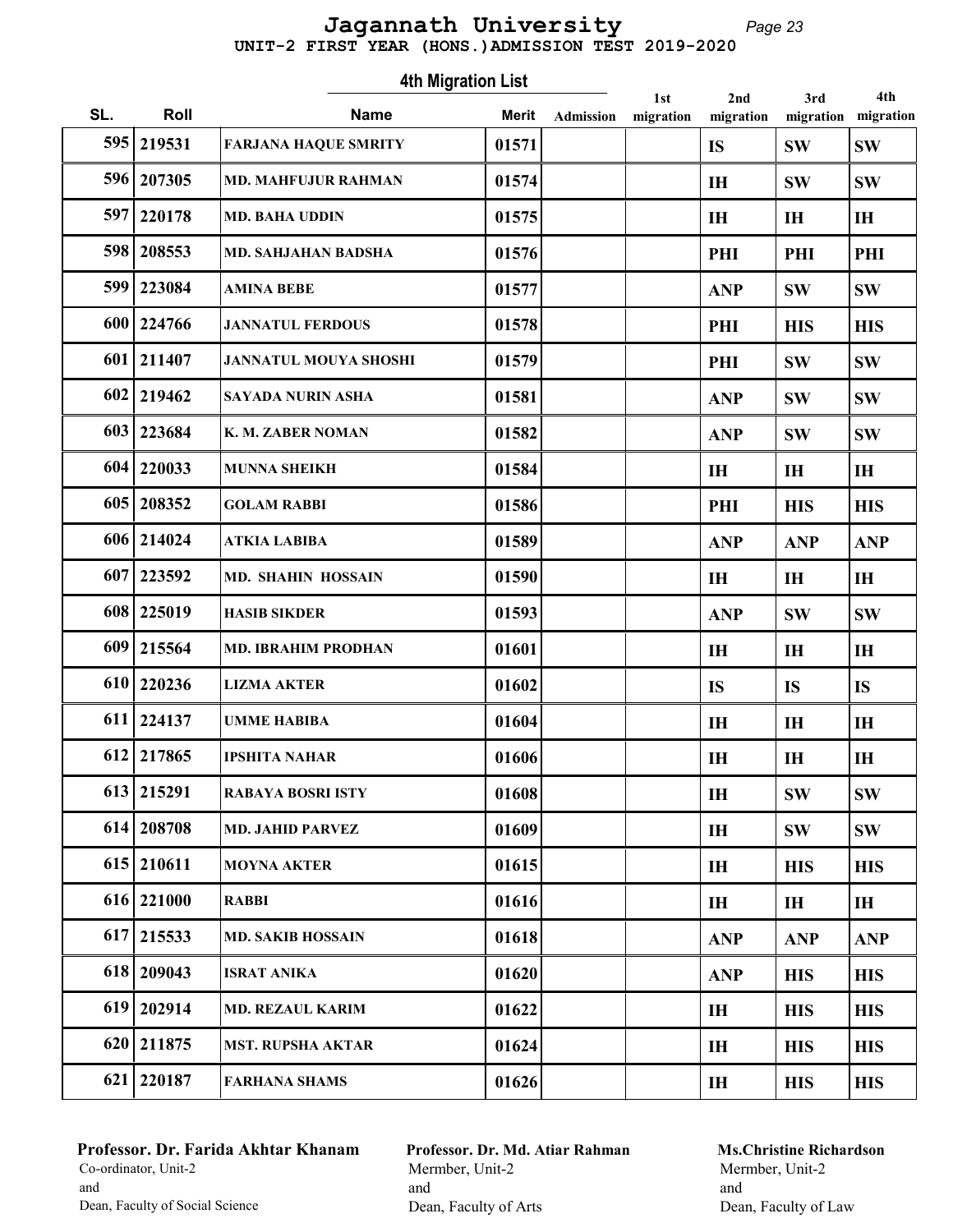# Jagannath University

UNIT-2 FIRST YEAR (HONS.)ADMISSION TEST 2019-2020

## 4th Migration List

| SL. | Roll | Name | Merit | Admission | 1st migration | 2nd migration | 3rd migration | 4th migration |
|---|---|---|---|---|---|---|---|---|
| 595 | 219531 | FARJANA HAQUE SMRITY | 01571 | | | IS | SW | SW |
| 596 | 207305 | MD. MAHFUJUR RAHMAN | 01574 | | | IH | SW | SW |
| 597 | 220178 | MD. BAHA UDDIN | 01575 | | | IH | IH | IH |
| 598 | 208553 | MD. SAHJAHAN BADSHA | 01576 | | | PHI | PHI | PHI |
| 599 | 223084 | AMINA BEBE | 01577 | | | ANP | SW | SW |
| 600 | 224766 | JANNATUL FERDOUS | 01578 | | | PHI | HIS | HIS |
| 601 | 211407 | JANNATUL MOUYA SHOSHI | 01579 | | | PHI | SW | SW |
| 602 | 219462 | SAYADA NURIN ASHA | 01581 | | | ANP | SW | SW |
| 603 | 223684 | K. M. ZABER NOMAN | 01582 | | | ANP | SW | SW |
| 604 | 220033 | MUNNA SHEIKH | 01584 | | | IH | IH | IH |
| 605 | 208352 | GOLAM RABBI | 01586 | | | PHI | HIS | HIS |
| 606 | 214024 | ATKIA LABIBA | 01589 | | | ANP | ANP | ANP |
| 607 | 223592 | MD. SHAHIN HOSSAIN | 01590 | | | IH | IH | IH |
| 608 | 225019 | HASIB SIKDER | 01593 | | | ANP | SW | SW |
| 609 | 215564 | MD. IBRAHIM PRODHAN | 01601 | | | IH | IH | IH |
| 610 | 220236 | LIZMA AKTER | 01602 | | | IS | IS | IS |
| 611 | 224137 | UMME HABIBA | 01604 | | | IH | IH | IH |
| 612 | 217865 | IPSHITA NAHAR | 01606 | | | IH | IH | IH |
| 613 | 215291 | RABAYA BOSRI ISTY | 01608 | | | IH | SW | SW |
| 614 | 208708 | MD. JAHID PARVEZ | 01609 | | | IH | SW | SW |
| 615 | 210611 | MOYNA AKTER | 01615 | | | IH | HIS | HIS |
| 616 | 221000 | RABBI | 01616 | | | IH | IH | IH |
| 617 | 215533 | MD. SAKIB HOSSAIN | 01618 | | | ANP | ANP | ANP |
| 618 | 209043 | ISRAT ANIKA | 01620 | | | ANP | HIS | HIS |
| 619 | 202914 | MD. REZAUL KARIM | 01622 | | | IH | HIS | HIS |
| 620 | 211875 | MST. RUPSHA AKTAR | 01624 | | | IH | HIS | HIS |
| 621 | 220187 | FARHANA SHAMS | 01626 | | | IH | HIS | HIS |

**Professor. Dr. Farida Akhtar Khanam**
Co-ordinator, Unit-2
and
Dean, Faculty of Social Science

**Professor. Dr. Md. Atiar Rahman**
Mermber, Unit-2
and
Dean, Faculty of Arts

**Ms.Christine Richardson**
Mermber, Unit-2
and
Dean, Faculty of Law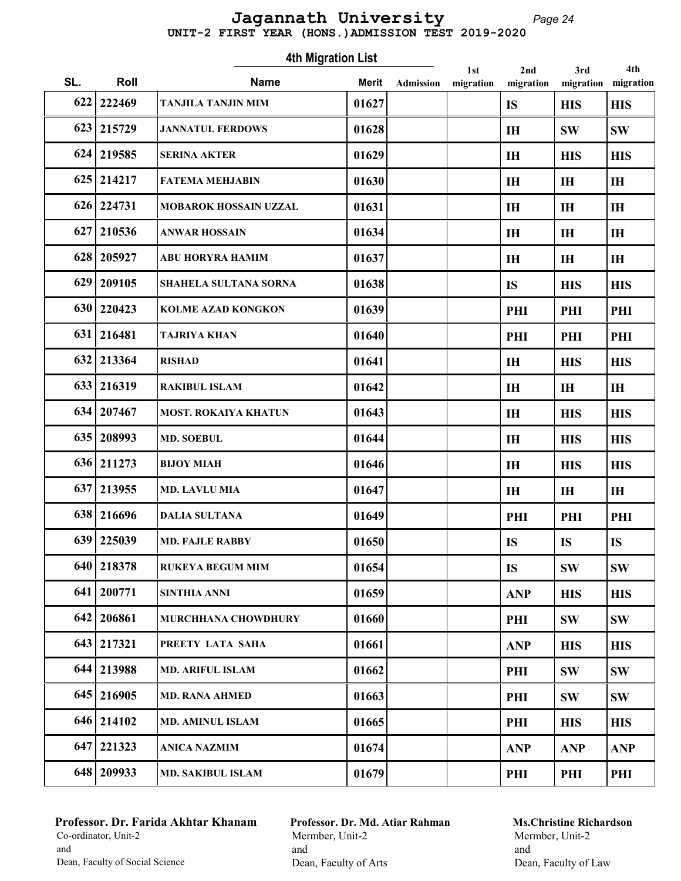# Jagannath University

UNIT-2 FIRST YEAR (HONS.)ADMISSION TEST 2019-2020

## 4th Migration List

| SL. | Roll | Name | Merit | Admission | 1st migration | 2nd migration | 3rd migration | 4th migration |
|---|---|---|---|---|---|---|---|---|
| 622 | 222469 | TANJILA TANJIN MIM | 01627 | | | IS | HIS | HIS |
| 623 | 215729 | JANNATUL FERDOWS | 01628 | | | IH | SW | SW |
| 624 | 219585 | SERINA AKTER | 01629 | | | IH | HIS | HIS |
| 625 | 214217 | FATEMA MEHJABIN | 01630 | | | IH | IH | IH |
| 626 | 224731 | MOBAROK HOSSAIN UZZAL | 01631 | | | IH | IH | IH |
| 627 | 210536 | ANWAR HOSSAIN | 01634 | | | IH | IH | IH |
| 628 | 205927 | ABU HORYRA HAMIM | 01637 | | | IH | IH | IH |
| 629 | 209105 | SHAHELA SULTANA SORNA | 01638 | | | IS | HIS | HIS |
| 630 | 220423 | KOLME AZAD KONGKON | 01639 | | | PHI | PHI | PHI |
| 631 | 216481 | TAJRIYA KHAN | 01640 | | | PHI | PHI | PHI |
| 632 | 213364 | RISHAD | 01641 | | | IH | HIS | HIS |
| 633 | 216319 | RAKIBUL ISLAM | 01642 | | | IH | IH | IH |
| 634 | 207467 | MOST. ROKAIYA KHATUN | 01643 | | | IH | HIS | HIS |
| 635 | 208993 | MD. SOEBUL | 01644 | | | IH | HIS | HIS |
| 636 | 211273 | BIJOY MIAH | 01646 | | | IH | HIS | HIS |
| 637 | 213955 | MD. LAVLU MIA | 01647 | | | IH | IH | IH |
| 638 | 216696 | DALIA SULTANA | 01649 | | | PHI | PHI | PHI |
| 639 | 225039 | MD. FAJLE RABBY | 01650 | | | IS | IS | IS |
| 640 | 218378 | RUKEYA BEGUM MIM | 01654 | | | IS | SW | SW |
| 641 | 200771 | SINTHIA ANNI | 01659 | | | ANP | HIS | HIS |
| 642 | 206861 | MURCHHANA CHOWDHURY | 01660 | | | PHI | SW | SW |
| 643 | 217321 | PREETY LATA SAHA | 01661 | | | ANP | HIS | HIS |
| 644 | 213988 | MD. ARIFUL ISLAM | 01662 | | | PHI | SW | SW |
| 645 | 216905 | MD. RANA AHMED | 01663 | | | PHI | SW | SW |
| 646 | 214102 | MD. AMINUL ISLAM | 01665 | | | PHI | HIS | HIS |
| 647 | 221323 | ANICA NAZMIM | 01674 | | | ANP | ANP | ANP |
| 648 | 209933 | MD. SAKIBUL ISLAM | 01679 | | | PHI | PHI | PHI |

**Professor. Dr. Farida Akhtar Khanam**
Co-ordinator, Unit-2
and
Dean, Faculty of Social Science

**Professor. Dr. Md. Atiar Rahman**
Mermber, Unit-2
and
Dean, Faculty of Arts

**Ms.Christine Richardson**
Mermber, Unit-2
and
Dean, Faculty of Law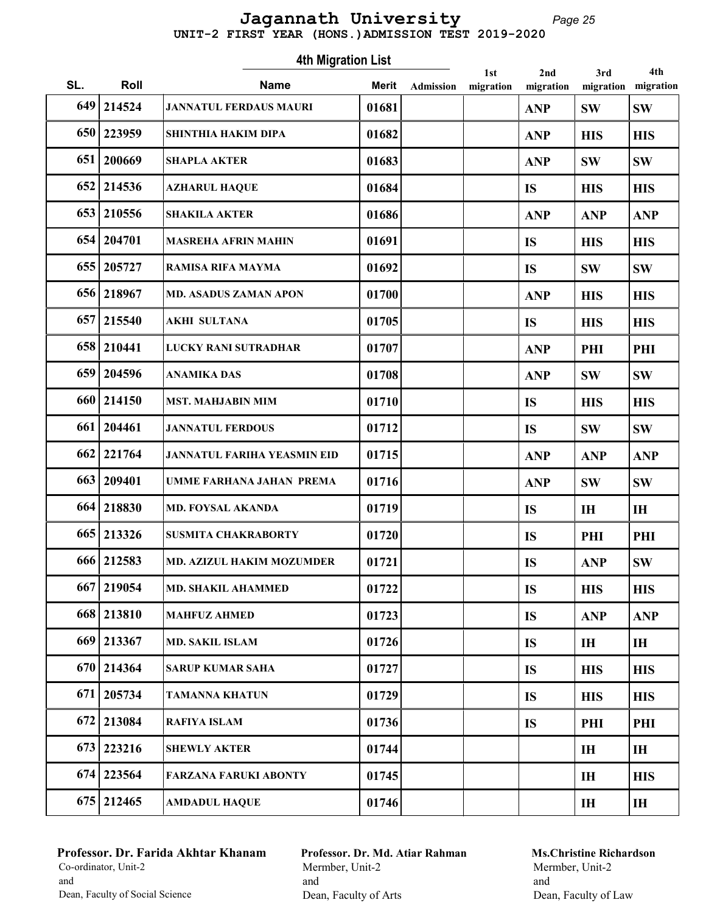# Jagannath University

UNIT-2 FIRST YEAR (HONS.)ADMISSION TEST 2019-2020

## 4th Migration List

| SL. | Roll | Name | Merit | Admission | 1st migration | 2nd migration | 3rd migration | 4th migration |
|---|---|---|---|---|---|---|---|---|
| 649 | 214524 | JANNATUL FERDAUS MAURI | 01681 | | | ANP | SW | SW |
| 650 | 223959 | SHINTHIA HAKIM DIPA | 01682 | | | ANP | HIS | HIS |
| 651 | 200669 | SHAPLA AKTER | 01683 | | | ANP | SW | SW |
| 652 | 214536 | AZHARUL HAQUE | 01684 | | | IS | HIS | HIS |
| 653 | 210556 | SHAKILA AKTER | 01686 | | | ANP | ANP | ANP |
| 654 | 204701 | MASREHA AFRIN MAHIN | 01691 | | | IS | HIS | HIS |
| 655 | 205727 | RAMISA RIFA MAYMA | 01692 | | | IS | SW | SW |
| 656 | 218967 | MD. ASADUS ZAMAN APON | 01700 | | | ANP | HIS | HIS |
| 657 | 215540 | AKHI SULTANA | 01705 | | | IS | HIS | HIS |
| 658 | 210441 | LUCKY RANI SUTRADHAR | 01707 | | | ANP | PHI | PHI |
| 659 | 204596 | ANAMIKA DAS | 01708 | | | ANP | SW | SW |
| 660 | 214150 | MST. MAHJABIN MIM | 01710 | | | IS | HIS | HIS |
| 661 | 204461 | JANNATUL FERDOUS | 01712 | | | IS | SW | SW |
| 662 | 221764 | JANNATUL FARIHA YEASMIN EID | 01715 | | | ANP | ANP | ANP |
| 663 | 209401 | UMME FARHANA JAHAN PREMA | 01716 | | | ANP | SW | SW |
| 664 | 218830 | MD. FOYSAL AKANDA | 01719 | | | IS | IH | IH |
| 665 | 213326 | SUSMITA CHAKRABORTY | 01720 | | | IS | PHI | PHI |
| 666 | 212583 | MD. AZIZUL HAKIM MOZUMDER | 01721 | | | IS | ANP | SW |
| 667 | 219054 | MD. SHAKIL AHAMMED | 01722 | | | IS | HIS | HIS |
| 668 | 213810 | MAHFUZ AHMED | 01723 | | | IS | ANP | ANP |
| 669 | 213367 | MD. SAKIL ISLAM | 01726 | | | IS | IH | IH |
| 670 | 214364 | SARUP KUMAR SAHA | 01727 | | | IS | HIS | HIS |
| 671 | 205734 | TAMANNA KHATUN | 01729 | | | IS | HIS | HIS |
| 672 | 213084 | RAFIYA ISLAM | 01736 | | | IS | PHI | PHI |
| 673 | 223216 | SHEWLY AKTER | 01744 | | | | IH | IH |
| 674 | 223564 | FARZANA FARUKI ABONTY | 01745 | | | | IH | HIS |
| 675 | 212465 | AMDADUL HAQUE | 01746 | | | | IH | IH |

**Professor. Dr. Farida Akhtar Khanam**
Co-ordinator, Unit-2
and
Dean, Faculty of Social Science

**Professor. Dr. Md. Atiar Rahman**
Mermber, Unit-2
and
Dean, Faculty of Arts

**Ms.Christine Richardson**
Mermber, Unit-2
and
Dean, Faculty of Law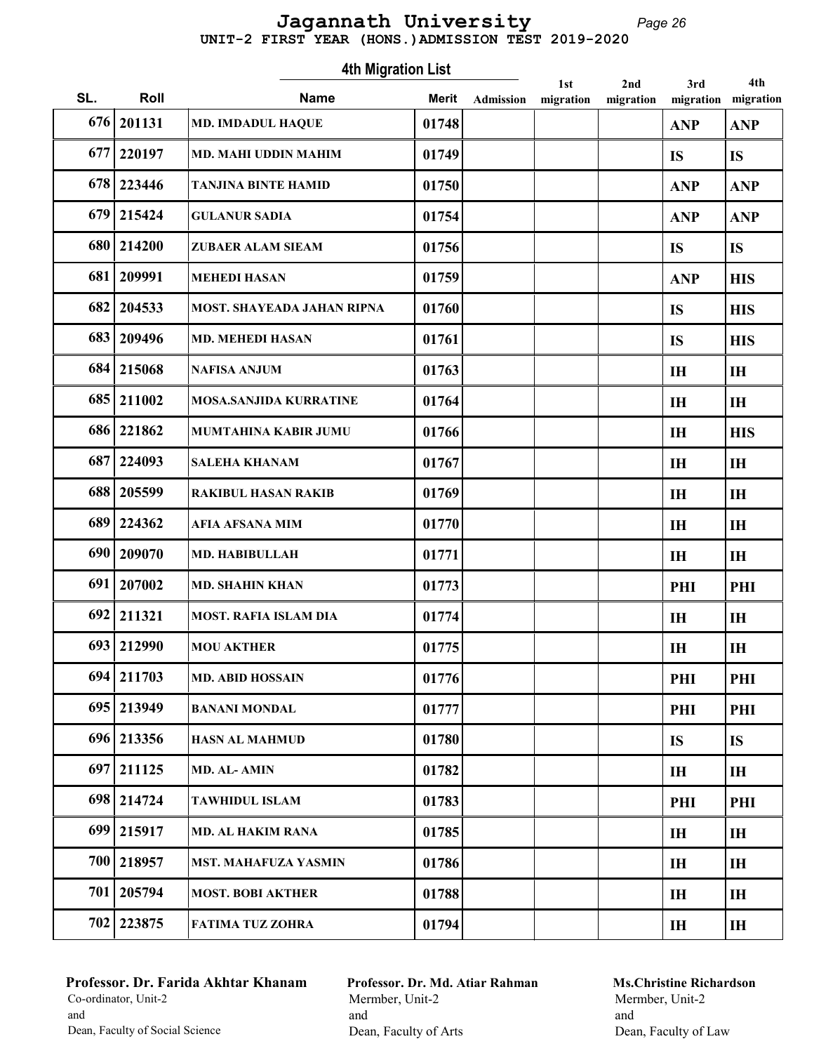# Jagannath University

**UNIT-2 FIRST YEAR (HONS.)ADMISSION TEST 2019-2020**

## 4th Migration List

| SL. | Roll | Name | Merit | Admission | 1st migration | 2nd migration | 3rd migration | 4th migration |
|---|---|---|---|---|---|---|---|---|
| 676 | 201131 | MD. IMDADUL HAQUE | 01748 | | | | ANP | ANP |
| 677 | 220197 | MD. MAHI UDDIN MAHIM | 01749 | | | | IS | IS |
| 678 | 223446 | TANJINA BINTE HAMID | 01750 | | | | ANP | ANP |
| 679 | 215424 | GULANUR SADIA | 01754 | | | | ANP | ANP |
| 680 | 214200 | ZUBAER ALAM SIEAM | 01756 | | | | IS | IS |
| 681 | 209991 | MEHEDI HASAN | 01759 | | | | ANP | HIS |
| 682 | 204533 | MOST. SHAYEADA JAHAN RIPNA | 01760 | | | | IS | HIS |
| 683 | 209496 | MD. MEHEDI HASAN | 01761 | | | | IS | HIS |
| 684 | 215068 | NAFISA ANJUM | 01763 | | | | IH | IH |
| 685 | 211002 | MOSA.SANJIDA KURRATINE | 01764 | | | | IH | IH |
| 686 | 221862 | MUMTAHINA KABIR JUMU | 01766 | | | | IH | HIS |
| 687 | 224093 | SALEHA KHANAM | 01767 | | | | IH | IH |
| 688 | 205599 | RAKIBUL HASAN RAKIB | 01769 | | | | IH | IH |
| 689 | 224362 | AFIA AFSANA MIM | 01770 | | | | IH | IH |
| 690 | 209070 | MD. HABIBULLAH | 01771 | | | | IH | IH |
| 691 | 207002 | MD. SHAHIN KHAN | 01773 | | | | PHI | PHI |
| 692 | 211321 | MOST. RAFIA ISLAM DIA | 01774 | | | | IH | IH |
| 693 | 212990 | MOU AKTHER | 01775 | | | | IH | IH |
| 694 | 211703 | MD. ABID HOSSAIN | 01776 | | | | PHI | PHI |
| 695 | 213949 | BANANI MONDAL | 01777 | | | | PHI | PHI |
| 696 | 213356 | HASN AL MAHMUD | 01780 | | | | IS | IS |
| 697 | 211125 | MD. AL- AMIN | 01782 | | | | IH | IH |
| 698 | 214724 | TAWHIDUL ISLAM | 01783 | | | | PHI | PHI |
| 699 | 215917 | MD. AL HAKIM RANA | 01785 | | | | IH | IH |
| 700 | 218957 | MST. MAHAFUZA YASMIN | 01786 | | | | IH | IH |
| 701 | 205794 | MOST. BOBI AKTHER | 01788 | | | | IH | IH |
| 702 | 223875 | FATIMA TUZ ZOHRA | 01794 | | | | IH | IH |

**Professor. Dr. Farida Akhtar Khanam**
Co-ordinator, Unit-2
and
Dean, Faculty of Social Science

**Professor. Dr. Md. Atiar Rahman**
Mermber, Unit-2
and
Dean, Faculty of Arts

**Ms.Christine Richardson**
Mermber, Unit-2
and
Dean, Faculty of Law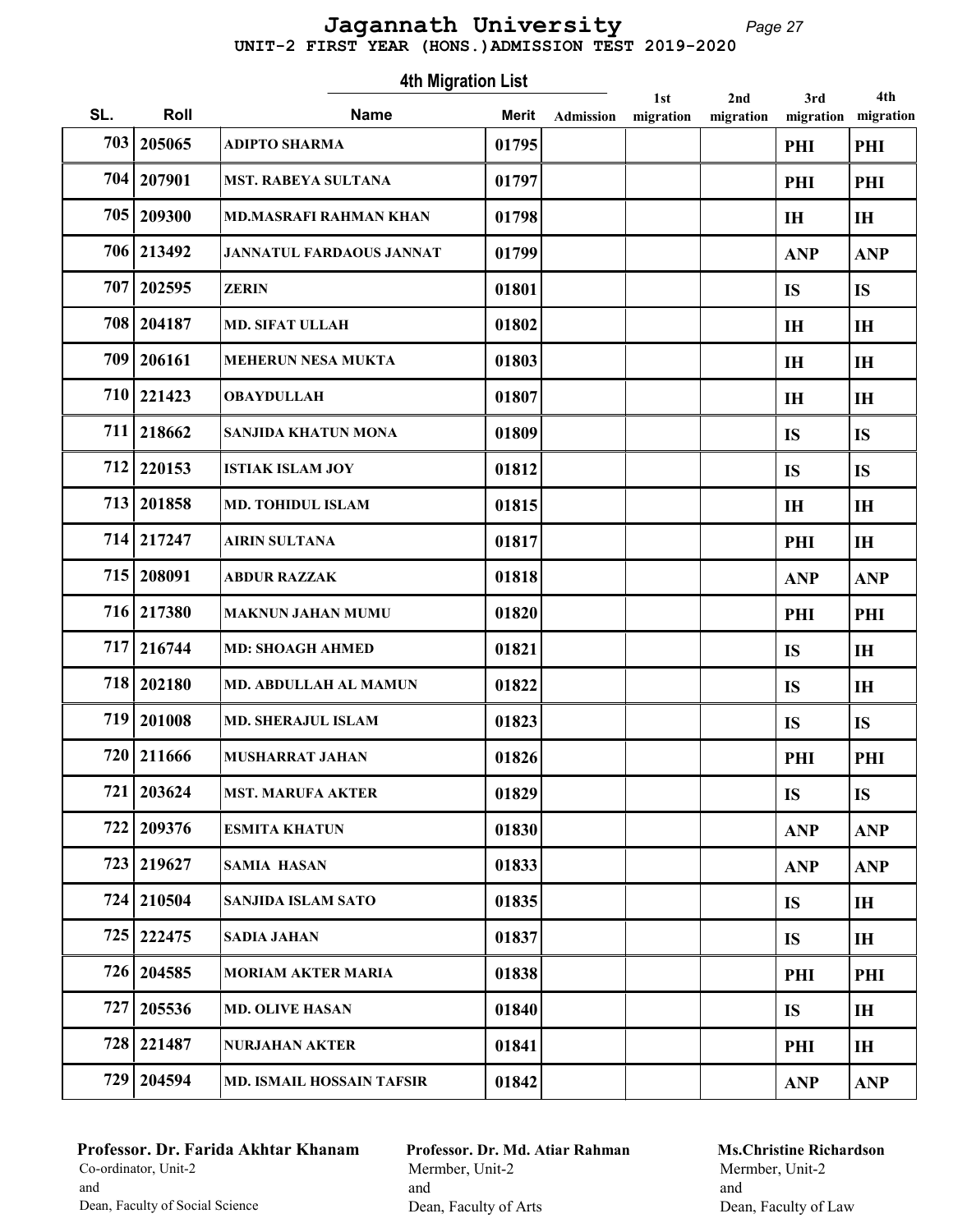# Jagannath University

**UNIT-2 FIRST YEAR (HONS.)ADMISSION TEST 2019-2020**

## 4th Migration List

| SL. | Roll | Name | Merit | Admission | 1st migration | 2nd migration | 3rd migration | 4th migration |
|---|---|---|---|---|---|---|---|---|
| 703 | 205065 | ADIPTO SHARMA | 01795 | | | | PHI | PHI |
| 704 | 207901 | MST. RABEYA SULTANA | 01797 | | | | PHI | PHI |
| 705 | 209300 | MD.MASRAFI RAHMAN KHAN | 01798 | | | | IH | IH |
| 706 | 213492 | JANNATUL FARDAOUS JANNAT | 01799 | | | | ANP | ANP |
| 707 | 202595 | ZERIN | 01801 | | | | IS | IS |
| 708 | 204187 | MD. SIFAT ULLAH | 01802 | | | | IH | IH |
| 709 | 206161 | MEHERUN NESA MUKTA | 01803 | | | | IH | IH |
| 710 | 221423 | OBAYDULLAH | 01807 | | | | IH | IH |
| 711 | 218662 | SANJIDA KHATUN MONA | 01809 | | | | IS | IS |
| 712 | 220153 | ISTIAK ISLAM JOY | 01812 | | | | IS | IS |
| 713 | 201858 | MD. TOHIDUL ISLAM | 01815 | | | | IH | IH |
| 714 | 217247 | AIRIN SULTANA | 01817 | | | | PHI | IH |
| 715 | 208091 | ABDUR RAZZAK | 01818 | | | | ANP | ANP |
| 716 | 217380 | MAKNUN JAHAN MUMU | 01820 | | | | PHI | PHI |
| 717 | 216744 | MD: SHOAGH AHMED | 01821 | | | | IS | IH |
| 718 | 202180 | MD. ABDULLAH AL MAMUN | 01822 | | | | IS | IH |
| 719 | 201008 | MD. SHERAJUL ISLAM | 01823 | | | | IS | IS |
| 720 | 211666 | MUSHARRAT JAHAN | 01826 | | | | PHI | PHI |
| 721 | 203624 | MST. MARUFA AKTER | 01829 | | | | IS | IS |
| 722 | 209376 | ESMITA KHATUN | 01830 | | | | ANP | ANP |
| 723 | 219627 | SAMIA HASAN | 01833 | | | | ANP | ANP |
| 724 | 210504 | SANJIDA ISLAM SATO | 01835 | | | | IS | IH |
| 725 | 222475 | SADIA JAHAN | 01837 | | | | IS | IH |
| 726 | 204585 | MORIAM AKTER MARIA | 01838 | | | | PHI | PHI |
| 727 | 205536 | MD. OLIVE HASAN | 01840 | | | | IS | IH |
| 728 | 221487 | NURJAHAN AKTER | 01841 | | | | PHI | IH |
| 729 | 204594 | MD. ISMAIL HOSSAIN TAFSIR | 01842 | | | | ANP | ANP |

**Professor. Dr. Farida Akhtar Khanam**
Co-ordinator, Unit-2
and
Dean, Faculty of Social Science

**Professor. Dr. Md. Atiar Rahman**
Mermber, Unit-2
and
Dean, Faculty of Arts

**Ms.Christine Richardson**
Mermber, Unit-2
and
Dean, Faculty of Law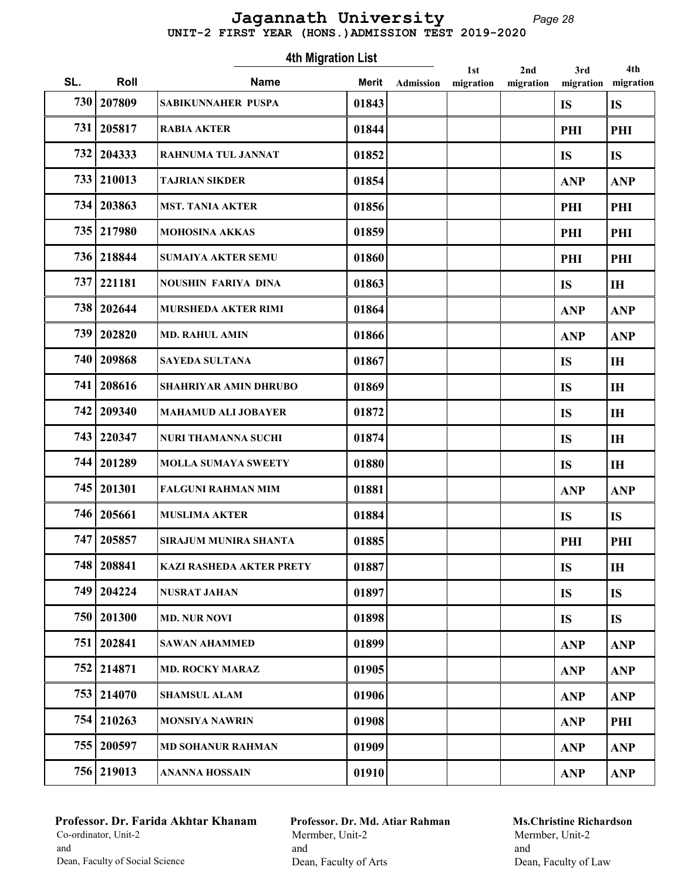# Jagannath University

**UNIT-2 FIRST YEAR (HONS.)ADMISSION TEST 2019-2020**

## 4th Migration List

| SL. | Roll | Name | Merit | Admission | 1st migration | 2nd migration | 3rd migration | 4th migration |
|---|---|---|---|---|---|---|---|---|
| 730 | 207809 | SABIKUNNAHER PUSPA | 01843 | | | | IS | IS |
| 731 | 205817 | RABIA AKTER | 01844 | | | | PHI | PHI |
| 732 | 204333 | RAHNUMA TUL JANNAT | 01852 | | | | IS | IS |
| 733 | 210013 | TAJRIAN SIKDER | 01854 | | | | ANP | ANP |
| 734 | 203863 | MST. TANIA AKTER | 01856 | | | | PHI | PHI |
| 735 | 217980 | MOHOSINA AKKAS | 01859 | | | | PHI | PHI |
| 736 | 218844 | SUMAIYA AKTER SEMU | 01860 | | | | PHI | PHI |
| 737 | 221181 | NOUSHIN FARIYA DINA | 01863 | | | | IS | IH |
| 738 | 202644 | MURSHEDA AKTER RIMI | 01864 | | | | ANP | ANP |
| 739 | 202820 | MD. RAHUL AMIN | 01866 | | | | ANP | ANP |
| 740 | 209868 | SAYEDA SULTANA | 01867 | | | | IS | IH |
| 741 | 208616 | SHAHRIYAR AMIN DHRUBO | 01869 | | | | IS | IH |
| 742 | 209340 | MAHAMUD ALI JOBAYER | 01872 | | | | IS | IH |
| 743 | 220347 | NURI THAMANNA SUCHI | 01874 | | | | IS | IH |
| 744 | 201289 | MOLLA SUMAYA SWEETY | 01880 | | | | IS | IH |
| 745 | 201301 | FALGUNI RAHMAN MIM | 01881 | | | | ANP | ANP |
| 746 | 205661 | MUSLIMA AKTER | 01884 | | | | IS | IS |
| 747 | 205857 | SIRAJUM MUNIRA SHANTA | 01885 | | | | PHI | PHI |
| 748 | 208841 | KAZI RASHEDA AKTER PRETY | 01887 | | | | IS | IH |
| 749 | 204224 | NUSRAT JAHAN | 01897 | | | | IS | IS |
| 750 | 201300 | MD. NUR NOVI | 01898 | | | | IS | IS |
| 751 | 202841 | SAWAN AHAMMED | 01899 | | | | ANP | ANP |
| 752 | 214871 | MD. ROCKY MARAZ | 01905 | | | | ANP | ANP |
| 753 | 214070 | SHAMSUL ALAM | 01906 | | | | ANP | ANP |
| 754 | 210263 | MONSIYA NAWRIN | 01908 | | | | ANP | PHI |
| 755 | 200597 | MD SOHANUR RAHMAN | 01909 | | | | ANP | ANP |
| 756 | 219013 | ANANNA HOSSAIN | 01910 | | | | ANP | ANP |

**Professor. Dr. Farida Akhtar Khanam**
Co-ordinator, Unit-2
and
Dean, Faculty of Social Science

**Professor. Dr. Md. Atiar Rahman**
Mermber, Unit-2
and
Dean, Faculty of Arts

**Ms.Christine Richardson**
Mermber, Unit-2
and
Dean, Faculty of Law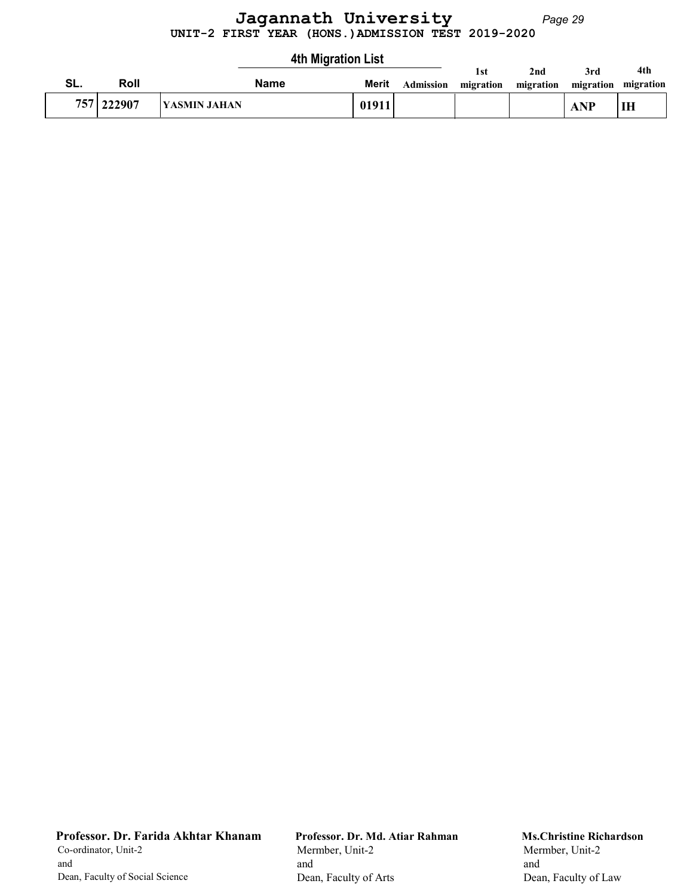# Jagannath University

UNIT-2 FIRST YEAR (HONS.)ADMISSION TEST 2019-2020

## 4th Migration List

| SL. | Roll | Name | Merit | Admission | 1st migration | 2nd migration | 3rd migration | 4th migration |
|---|---|---|---|---|---|---|---|---|
| 757 | 222907 | YASMIN JAHAN | 01911 | | | | ANP | IH |

**Professor. Dr. Farida Akhtar Khanam**
Co-ordinator, Unit-2
and
Dean, Faculty of Social Science

**Professor. Dr. Md. Atiar Rahman**
Mermber, Unit-2
and
Dean, Faculty of Arts

**Ms.Christine Richardson**
Mermber, Unit-2
and
Dean, Faculty of Law